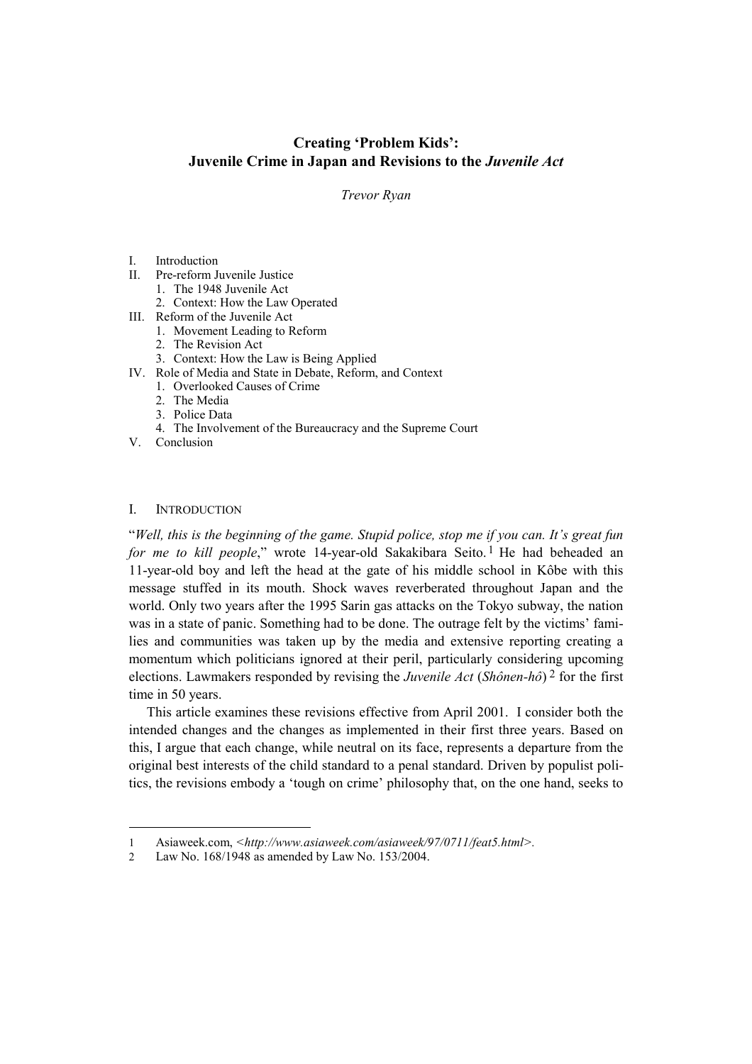# Creating 'Problem Kids': Juvenile Crime in Japan and Revisions to the *Juvenile Act*

*Trevor Ryan*

- I. Introduction
- II. Pre-reform Juvenile Justice
  1. The 1948 Juvenile Act
  2. Context: How the Law Operated
- III. Reform of the Juvenile Act
  1. Movement Leading to Reform
  2. The Revision Act
  3. Context: How the Law is Being Applied
- IV. Role of Media and State in Debate, Reform, and Context
  1. Overlooked Causes of Crime
  2. The Media
  3. Police Data
  4. The Involvement of the Bureaucracy and the Supreme Court
- V. Conclusion

## I. INTRODUCTION

"*Well, this is the beginning of the game. Stupid police, stop me if you can. It's great fun for me to kill people*," wrote 14-year-old Sakakibara Seito.[1] He had beheaded an 11-year-old boy and left the head at the gate of his middle school in Kôbe with this message stuffed in its mouth. Shock waves reverberated throughout Japan and the world. Only two years after the 1995 Sarin gas attacks on the Tokyo subway, the nation was in a state of panic. Something had to be done. The outrage felt by the victims' families and communities was taken up by the media and extensive reporting creating a momentum which politicians ignored at their peril, particularly considering upcoming elections. Lawmakers responded by revising the *Juvenile Act* (*Shônen-hô*)[2] for the first time in 50 years.

This article examines these revisions effective from April 2001. I consider both the intended changes and the changes as implemented in their first three years. Based on this, I argue that each change, while neutral on its face, represents a departure from the original best interests of the child standard to a penal standard. Driven by populist politics, the revisions embody a 'tough on crime' philosophy that, on the one hand, seeks to

---

1 Asiaweek.com, <*http://www.asiaweek.com/asiaweek/97/0711/feat5.html*>.

2 Law No. 168/1948 as amended by Law No. 153/2004.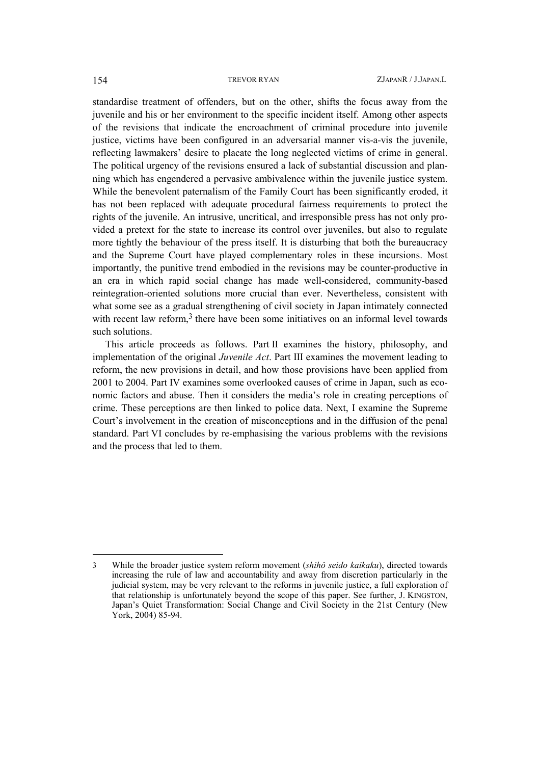standardise treatment of offenders, but on the other, shifts the focus away from the juvenile and his or her environment to the specific incident itself. Among other aspects of the revisions that indicate the encroachment of criminal procedure into juvenile justice, victims have been configured in an adversarial manner vis-a-vis the juvenile, reflecting lawmakers' desire to placate the long neglected victims of crime in general. The political urgency of the revisions ensured a lack of substantial discussion and planning which has engendered a pervasive ambivalence within the juvenile justice system. While the benevolent paternalism of the Family Court has been significantly eroded, it has not been replaced with adequate procedural fairness requirements to protect the rights of the juvenile. An intrusive, uncritical, and irresponsible press has not only provided a pretext for the state to increase its control over juveniles, but also to regulate more tightly the behaviour of the press itself. It is disturbing that both the bureaucracy and the Supreme Court have played complementary roles in these incursions. Most importantly, the punitive trend embodied in the revisions may be counter-productive in an era in which rapid social change has made well-considered, community-based reintegration-oriented solutions more crucial than ever. Nevertheless, consistent with what some see as a gradual strengthening of civil society in Japan intimately connected with recent law reform,[3] there have been some initiatives on an informal level towards such solutions.

This article proceeds as follows. Part II examines the history, philosophy, and implementation of the original *Juvenile Act*. Part III examines the movement leading to reform, the new provisions in detail, and how those provisions have been applied from 2001 to 2004. Part IV examines some overlooked causes of crime in Japan, such as economic factors and abuse. Then it considers the media's role in creating perceptions of crime. These perceptions are then linked to police data. Next, I examine the Supreme Court's involvement in the creation of misconceptions and in the diffusion of the penal standard. Part VI concludes by re-emphasising the various problems with the revisions and the process that led to them.

---

3 While the broader justice system reform movement (*shihô seido kaikaku*), directed towards increasing the rule of law and accountability and away from discretion particularly in the judicial system, may be very relevant to the reforms in juvenile justice, a full exploration of that relationship is unfortunately beyond the scope of this paper. See further, J. KINGSTON, Japan's Quiet Transformation: Social Change and Civil Society in the 21st Century (New York, 2004) 85-94.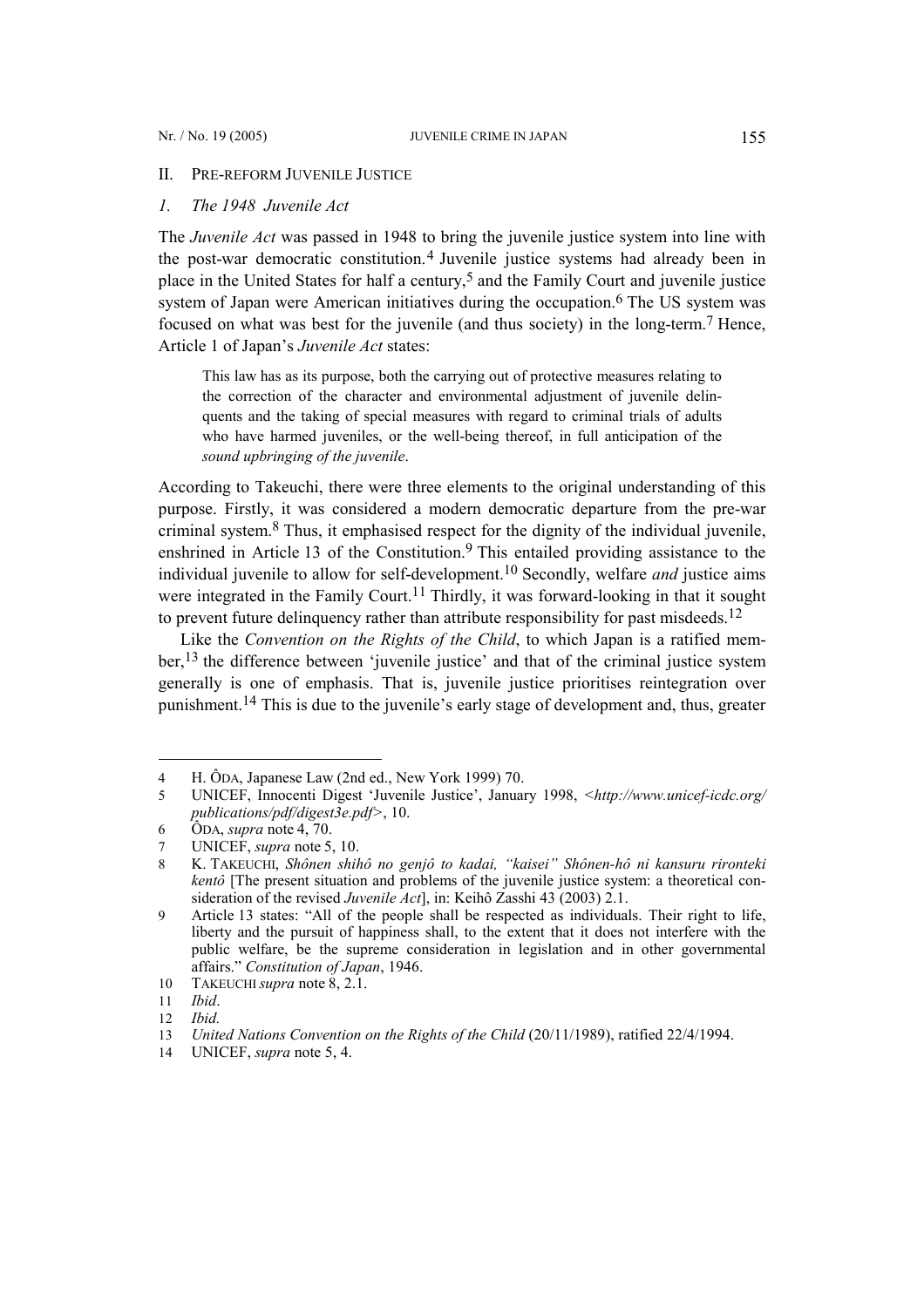## II. Pre-Reform Juvenile Justice

### *1. The 1948 Juvenile Act*

The *Juvenile Act* was passed in 1948 to bring the juvenile justice system into line with the post-war democratic constitution.[4] Juvenile justice systems had already been in place in the United States for half a century,[5] and the Family Court and juvenile justice system of Japan were American initiatives during the occupation.[6] The US system was focused on what was best for the juvenile (and thus society) in the long-term.[7] Hence, Article 1 of Japan's *Juvenile Act* states:

> This law has as its purpose, both the carrying out of protective measures relating to the correction of the character and environmental adjustment of juvenile delinquents and the taking of special measures with regard to criminal trials of adults who have harmed juveniles, or the well-being thereof, in full anticipation of the *sound upbringing of the juvenile*.

According to Takeuchi, there were three elements to the original understanding of this purpose. Firstly, it was considered a modern democratic departure from the pre-war criminal system.[8] Thus, it emphasised respect for the dignity of the individual juvenile, enshrined in Article 13 of the Constitution.[9] This entailed providing assistance to the individual juvenile to allow for self-development.[10] Secondly, welfare *and* justice aims were integrated in the Family Court.[11] Thirdly, it was forward-looking in that it sought to prevent future delinquency rather than attribute responsibility for past misdeeds.[12]

Like the *Convention on the Rights of the Child*, to which Japan is a ratified member,[13] the difference between 'juvenile justice' and that of the criminal justice system generally is one of emphasis. That is, juvenile justice prioritises reintegration over punishment.[14] This is due to the juvenile's early stage of development and, thus, greater

---

4 H. ÔDA, Japanese Law (2nd ed., New York 1999) 70.

5 UNICEF, Innocenti Digest 'Juvenile Justice', January 1998, <*http://www.unicef-icdc.org/publications/pdf/digest3e.pdf*>, 10.

6 ÔDA, *supra* note 4, 70.

7 UNICEF, *supra* note 5, 10.

8 K. TAKEUCHI, *Shônen shihô no genjô to kadai, "kaisei" Shônen-hô ni kansuru rironteki kentô* [The present situation and problems of the juvenile justice system: a theoretical consideration of the revised *Juvenile Act*], in: Keihô Zasshi 43 (2003) 2.1.

9 Article 13 states: "All of the people shall be respected as individuals. Their right to life, liberty and the pursuit of happiness shall, to the extent that it does not interfere with the public welfare, be the supreme consideration in legislation and in other governmental affairs." *Constitution of Japan*, 1946.

10 TAKEUCHI *supra* note 8, 2.1.

11 *Ibid*.

12 *Ibid.*

13 *United Nations Convention on the Rights of the Child* (20/11/1989), ratified 22/4/1994.

14 UNICEF, *supra* note 5, 4.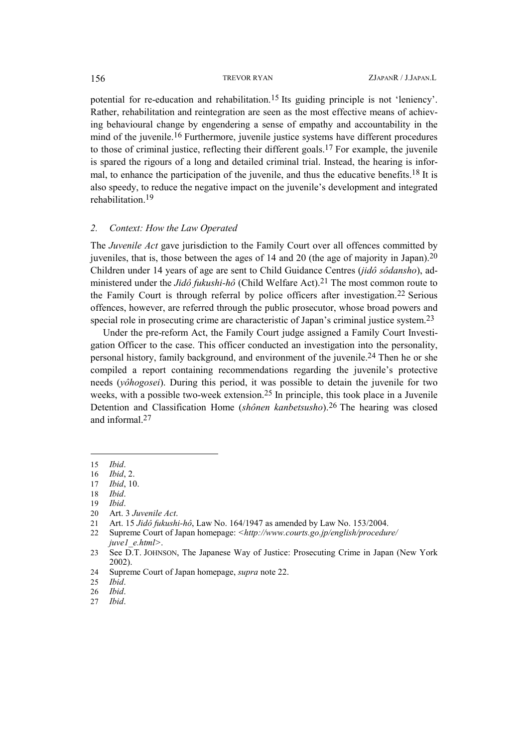potential for re-education and rehabilitation.[15] Its guiding principle is not 'leniency'. Rather, rehabilitation and reintegration are seen as the most effective means of achieving behavioural change by engendering a sense of empathy and accountability in the mind of the juvenile.[16] Furthermore, juvenile justice systems have different procedures to those of criminal justice, reflecting their different goals.[17] For example, the juvenile is spared the rigours of a long and detailed criminal trial. Instead, the hearing is informal, to enhance the participation of the juvenile, and thus the educative benefits.[18] It is also speedy, to reduce the negative impact on the juvenile's development and integrated rehabilitation.[19]

### *2. Context: How the Law Operated*

The *Juvenile Act* gave jurisdiction to the Family Court over all offences committed by juveniles, that is, those between the ages of 14 and 20 (the age of majority in Japan).[20] Children under 14 years of age are sent to Child Guidance Centres (*jidô sôdansho*), administered under the *Jidô fukushi-hô* (Child Welfare Act).[21] The most common route to the Family Court is through referral by police officers after investigation.[22] Serious offences, however, are referred through the public prosecutor, whose broad powers and special role in prosecuting crime are characteristic of Japan's criminal justice system.[23]

Under the pre-reform Act, the Family Court judge assigned a Family Court Investigation Officer to the case. This officer conducted an investigation into the personality, personal history, family background, and environment of the juvenile.[24] Then he or she compiled a report containing recommendations regarding the juvenile's protective needs (*yôhogosei*). During this period, it was possible to detain the juvenile for two weeks, with a possible two-week extension.[25] In principle, this took place in a Juvenile Detention and Classification Home (*shônen kanbetsusho*).[26] The hearing was closed and informal.[27]

---

15 *Ibid*.

16 *Ibid*, 2.

17 *Ibid*, 10.

18 *Ibid*.

19 *Ibid*.

20 Art. 3 *Juvenile Act*.

21 Art. 15 *Jidô fukushi-hô*, Law No. 164/1947 as amended by Law No. 153/2004.

22 Supreme Court of Japan homepage: <*http://www.courts.go.jp/english/procedure/juve1_e.html*>.

23 See D.T. JOHNSON, The Japanese Way of Justice: Prosecuting Crime in Japan (New York 2002).

24 Supreme Court of Japan homepage, *supra* note 22.

25 *Ibid*.

26 *Ibid*.

27 *Ibid*.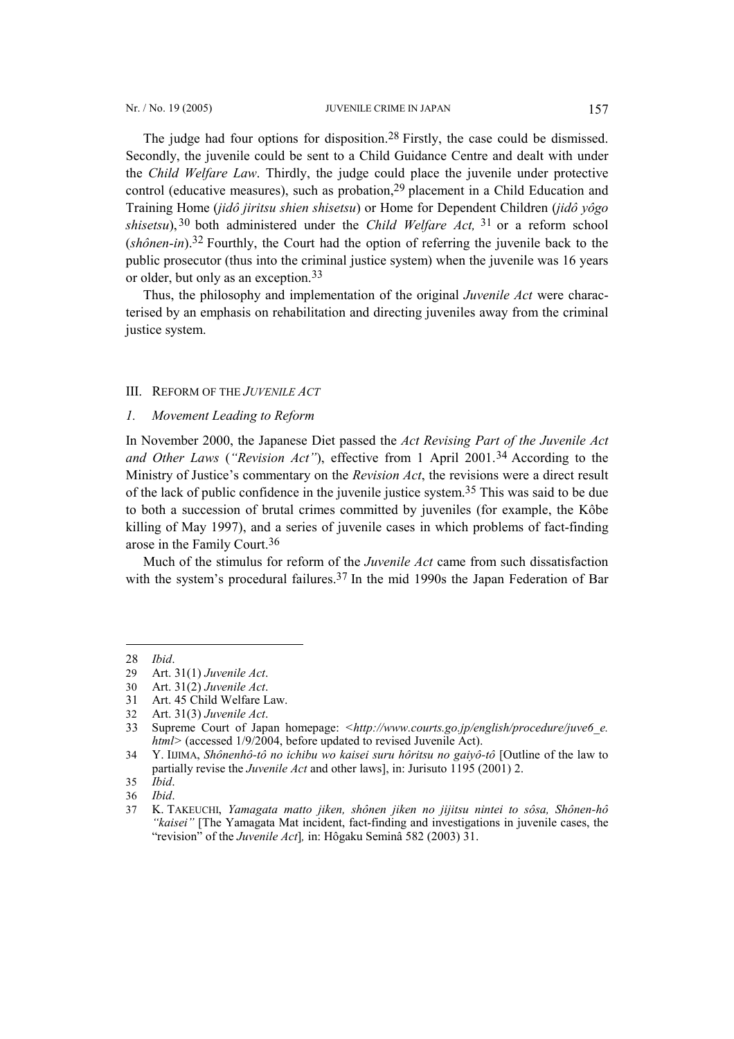The judge had four options for disposition.[28] Firstly, the case could be dismissed. Secondly, the juvenile could be sent to a Child Guidance Centre and dealt with under the *Child Welfare Law*. Thirdly, the judge could place the juvenile under protective control (educative measures), such as probation,[29] placement in a Child Education and Training Home (*jidô jiritsu shien shisetsu*) or Home for Dependent Children (*jidô yôgo shisetsu*),[30] both administered under the *Child Welfare Act,*[31] or a reform school (*shônen-in*).[32] Fourthly, the Court had the option of referring the juvenile back to the public prosecutor (thus into the criminal justice system) when the juvenile was 16 years or older, but only as an exception.[33]

Thus, the philosophy and implementation of the original *Juvenile Act* were characterised by an emphasis on rehabilitation and directing juveniles away from the criminal justice system.

## III. REFORM OF THE *JUVENILE ACT*

### *1. Movement Leading to Reform*

In November 2000, the Japanese Diet passed the *Act Revising Part of the Juvenile Act and Other Laws* (*"Revision Act"*), effective from 1 April 2001.[34] According to the Ministry of Justice's commentary on the *Revision Act*, the revisions were a direct result of the lack of public confidence in the juvenile justice system.[35] This was said to be due to both a succession of brutal crimes committed by juveniles (for example, the Kôbe killing of May 1997), and a series of juvenile cases in which problems of fact-finding arose in the Family Court.[36]

Much of the stimulus for reform of the *Juvenile Act* came from such dissatisfaction with the system's procedural failures.[37] In the mid 1990s the Japan Federation of Bar

---

28 *Ibid*.

29 Art. 31(1) *Juvenile Act*.

30 Art. 31(2) *Juvenile Act*.

31 Art. 45 Child Welfare Law.

32 Art. 31(3) *Juvenile Act*.

33 Supreme Court of Japan homepage: <*http://www.courts.go.jp/english/procedure/juve6_e.html*> (accessed 1/9/2004, before updated to revised Juvenile Act).

34 Y. IIJIMA, *Shônenhô-tô no ichibu wo kaisei suru hôritsu no gaiyô-tô* [Outline of the law to partially revise the *Juvenile Act* and other laws], in: Jurisuto 1195 (2001) 2.

35 *Ibid*.

36 *Ibid*.

37 K. TAKEUCHI, *Yamagata matto jiken, shônen jiken no jijitsu nintei to sôsa, Shônen-hô "kaisei"* [The Yamagata Mat incident, fact-finding and investigations in juvenile cases, the "revision" of the *Juvenile Act*], in: Hôgaku Seminâ 582 (2003) 31.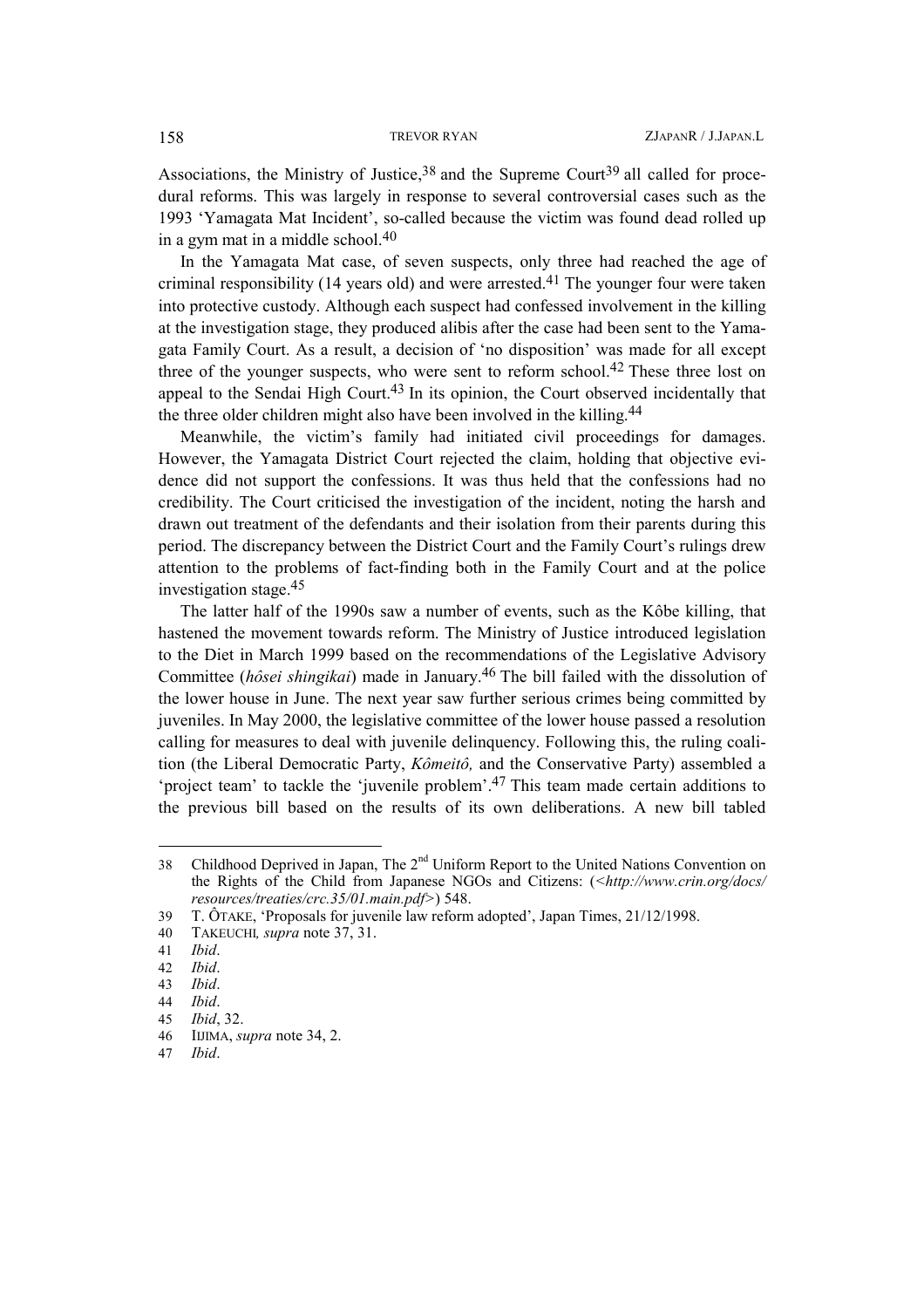Associations, the Ministry of Justice,[38] and the Supreme Court[39] all called for procedural reforms. This was largely in response to several controversial cases such as the 1993 'Yamagata Mat Incident', so-called because the victim was found dead rolled up in a gym mat in a middle school.[40]

In the Yamagata Mat case, of seven suspects, only three had reached the age of criminal responsibility (14 years old) and were arrested.[41] The younger four were taken into protective custody. Although each suspect had confessed involvement in the killing at the investigation stage, they produced alibis after the case had been sent to the Yamagata Family Court. As a result, a decision of 'no disposition' was made for all except three of the younger suspects, who were sent to reform school.[42] These three lost on appeal to the Sendai High Court.[43] In its opinion, the Court observed incidentally that the three older children might also have been involved in the killing.[44]

Meanwhile, the victim's family had initiated civil proceedings for damages. However, the Yamagata District Court rejected the claim, holding that objective evidence did not support the confessions. It was thus held that the confessions had no credibility. The Court criticised the investigation of the incident, noting the harsh and drawn out treatment of the defendants and their isolation from their parents during this period. The discrepancy between the District Court and the Family Court's rulings drew attention to the problems of fact-finding both in the Family Court and at the police investigation stage.[45]

The latter half of the 1990s saw a number of events, such as the Kôbe killing, that hastened the movement towards reform. The Ministry of Justice introduced legislation to the Diet in March 1999 based on the recommendations of the Legislative Advisory Committee (*hôsei shingikai*) made in January.[46] The bill failed with the dissolution of the lower house in June. The next year saw further serious crimes being committed by juveniles. In May 2000, the legislative committee of the lower house passed a resolution calling for measures to deal with juvenile delinquency. Following this, the ruling coalition (the Liberal Democratic Party, *Kômeitô,* and the Conservative Party) assembled a 'project team' to tackle the 'juvenile problem'.[47] This team made certain additions to the previous bill based on the results of its own deliberations. A new bill tabled

---

38 Childhood Deprived in Japan, The 2nd Uniform Report to the United Nations Convention on the Rights of the Child from Japanese NGOs and Citizens: (<*http://www.crin.org/docs/resources/treaties/crc.35/01.main.pdf*>) 548.

39 T. ÔTAKE, 'Proposals for juvenile law reform adopted', Japan Times, 21/12/1998.

40 TAKEUCHI*, supra* note 37, 31.

41 *Ibid*.

42 *Ibid*.

43 *Ibid*.

44 *Ibid*.

45 *Ibid*, 32.

46 IIJIMA, *supra* note 34, 2.

47 *Ibid*.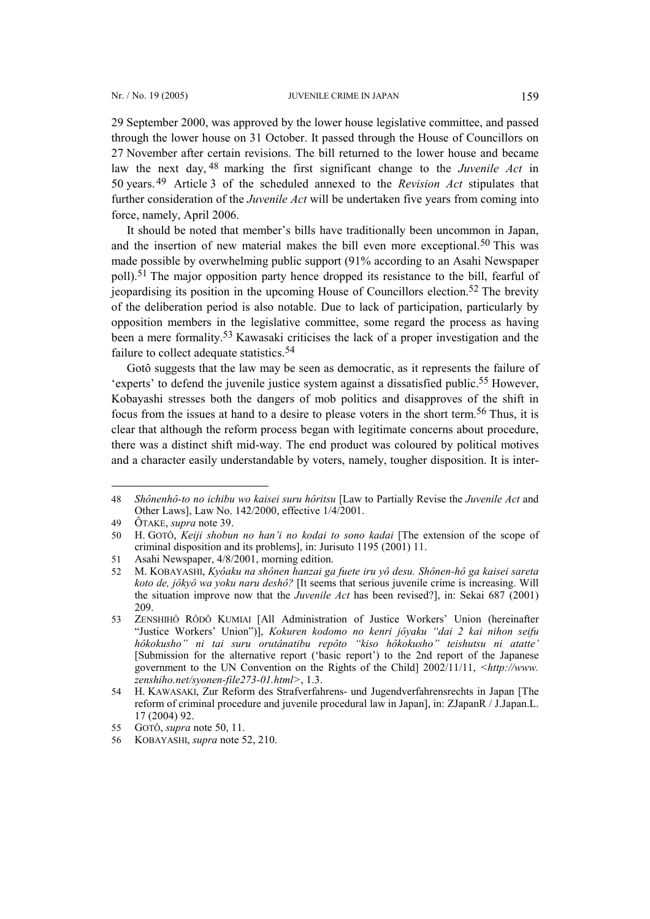29 September 2000, was approved by the lower house legislative committee, and passed through the lower house on 31 October. It passed through the House of Councillors on 27 November after certain revisions. The bill returned to the lower house and became law the next day,[48] marking the first significant change to the *Juvenile Act* in 50 years.[49] Article 3 of the scheduled annexed to the *Revision Act* stipulates that further consideration of the *Juvenile Act* will be undertaken five years from coming into force, namely, April 2006.

It should be noted that member's bills have traditionally been uncommon in Japan, and the insertion of new material makes the bill even more exceptional.[50] This was made possible by overwhelming public support (91% according to an Asahi Newspaper poll).[51] The major opposition party hence dropped its resistance to the bill, fearful of jeopardising its position in the upcoming House of Councillors election.[52] The brevity of the deliberation period is also notable. Due to lack of participation, particularly by opposition members in the legislative committee, some regard the process as having been a mere formality.[53] Kawasaki criticises the lack of a proper investigation and the failure to collect adequate statistics.[54]

Gotô suggests that the law may be seen as democratic, as it represents the failure of 'experts' to defend the juvenile justice system against a dissatisfied public.[55] However, Kobayashi stresses both the dangers of mob politics and disapproves of the shift in focus from the issues at hand to a desire to please voters in the short term.[56] Thus, it is clear that although the reform process began with legitimate concerns about procedure, there was a distinct shift mid-way. The end product was coloured by political motives and a character easily understandable by voters, namely, tougher disposition. It is inter-

---

48 *Shônenhô-to no ichibu wo kaisei suru hôritsu* [Law to Partially Revise the *Juvenile Act* and Other Laws], Law No. 142/2000, effective 1/4/2001.

49 ÔTAKE, *supra* note 39.

50 H. GOTÔ, *Keiji shobun no han'i no kodai to sono kadai* [The extension of the scope of criminal disposition and its problems], in: Jurisuto 1195 (2001) 11.

51 Asahi Newspaper, 4/8/2001, morning edition.

52 M. KOBAYASHI, *Kyôaku na shônen hanzai ga fuete iru yô desu. Shônen-hô ga kaisei sareta koto de, jôkyô wa yoku naru deshô?* [It seems that serious juvenile crime is increasing. Will the situation improve now that the *Juvenile Act* has been revised?], in: Sekai 687 (2001) 209.

53 ZENSHIHÔ RÔDÔ KUMIAI [All Administration of Justice Workers' Union (hereinafter "Justice Workers' Union")], *Kokuren kodomo no kenri jôyaku "dai 2 kai nihon seifu hôkokusho" ni tai suru orutânatibu repôto "kiso hôkokusho" teishutsu ni atatte'* [Submission for the alternative report ('basic report') to the 2nd report of the Japanese government to the UN Convention on the Rights of the Child] 2002/11/11, <*http://www.zenshiho.net/syonen-file273-01.html*>, 1.3.

54 H. KAWASAKI, Zur Reform des Strafverfahrens- und Jugendverfahrensrechts in Japan [The reform of criminal procedure and juvenile procedural law in Japan], in: ZJapanR / J.Japan.L. 17 (2004) 92.

55 GOTÔ, *supra* note 50, 11.

56 KOBAYASHI, *supra* note 52, 210.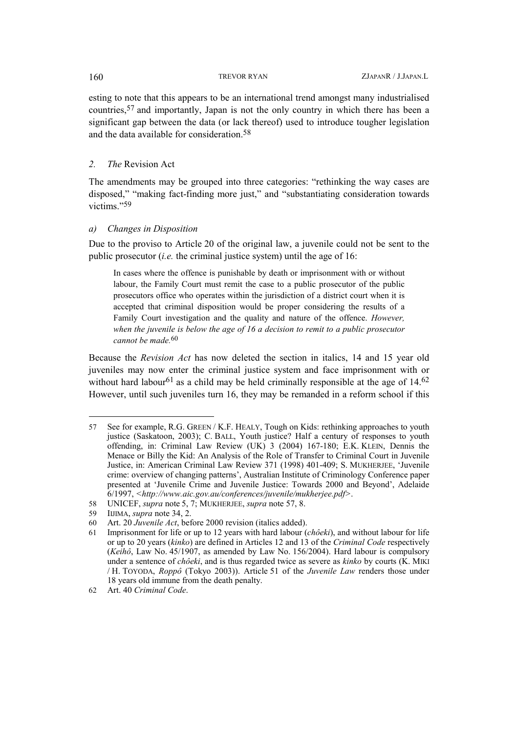esting to note that this appears to be an international trend amongst many industrialised countries,[57] and importantly, Japan is not the only country in which there has been a significant gap between the data (or lack thereof) used to introduce tougher legislation and the data available for consideration.[58]

### *2. The* Revision Act

The amendments may be grouped into three categories: "rethinking the way cases are disposed," "making fact-finding more just," and "substantiating consideration towards victims."[59]

#### *a) Changes in Disposition*

Due to the proviso to Article 20 of the original law, a juvenile could not be sent to the public prosecutor (*i.e.* the criminal justice system) until the age of 16:

> In cases where the offence is punishable by death or imprisonment with or without labour, the Family Court must remit the case to a public prosecutor of the public prosecutors office who operates within the jurisdiction of a district court when it is accepted that criminal disposition would be proper considering the results of a Family Court investigation and the quality and nature of the offence. *However, when the juvenile is below the age of 16 a decision to remit to a public prosecutor cannot be made.*[60]

Because the *Revision Act* has now deleted the section in italics, 14 and 15 year old juveniles may now enter the criminal justice system and face imprisonment with or without hard labour[61] as a child may be held criminally responsible at the age of 14.[62] However, until such juveniles turn 16, they may be remanded in a reform school if this

---

57 See for example, R.G. GREEN / K.F. HEALY, Tough on Kids: rethinking approaches to youth justice (Saskatoon, 2003); C. BALL, Youth justice? Half a century of responses to youth offending, in: Criminal Law Review (UK) 3 (2004) 167-180; E.K. KLEIN, Dennis the Menace or Billy the Kid: An Analysis of the Role of Transfer to Criminal Court in Juvenile Justice, in: American Criminal Law Review 371 (1998) 401-409; S. MUKHERJEE, 'Juvenile crime: overview of changing patterns', Australian Institute of Criminology Conference paper presented at 'Juvenile Crime and Juvenile Justice: Towards 2000 and Beyond', Adelaide 6/1997, <*http://www.aic.gov.au/conferences/juvenile/mukherjee.pdf*>.

58 UNICEF, *supra* note 5, 7; MUKHERJEE, *supra* note 57, 8.

59 IIJIMA, *supra* note 34, 2.

60 Art. 20 *Juvenile Act*, before 2000 revision (italics added).

61 Imprisonment for life or up to 12 years with hard labour (*chôeki*), and without labour for life or up to 20 years (*kinko*) are defined in Articles 12 and 13 of the *Criminal Code* respectively (*Keihô*, Law No. 45/1907, as amended by Law No. 156/2004). Hard labour is compulsory under a sentence of *chôeki*, and is thus regarded twice as severe as *kinko* by courts (K. MIKI / H. TOYODA, *Roppô* (Tokyo 2003)). Article 51 of the *Juvenile Law* renders those under 18 years old immune from the death penalty.

62 Art. 40 *Criminal Code*.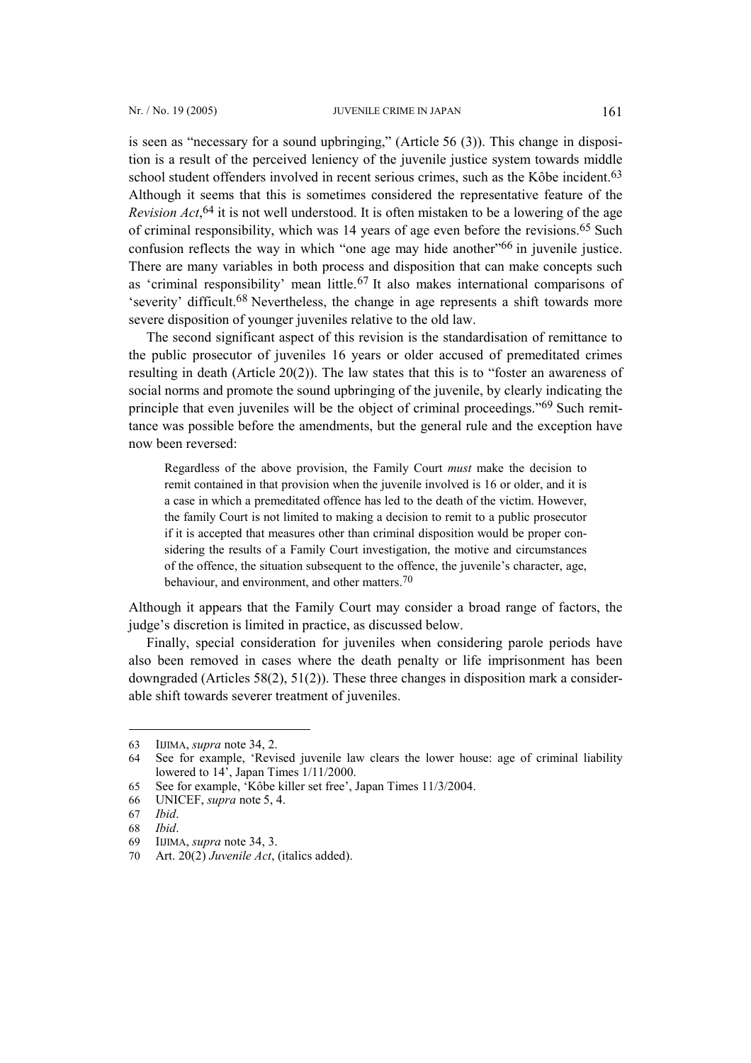is seen as "necessary for a sound upbringing," (Article 56 (3)). This change in disposition is a result of the perceived leniency of the juvenile justice system towards middle school student offenders involved in recent serious crimes, such as the Kôbe incident.[63] Although it seems that this is sometimes considered the representative feature of the *Revision Act*,[64] it is not well understood. It is often mistaken to be a lowering of the age of criminal responsibility, which was 14 years of age even before the revisions.[65] Such confusion reflects the way in which "one age may hide another"[66] in juvenile justice. There are many variables in both process and disposition that can make concepts such as 'criminal responsibility' mean little.[67] It also makes international comparisons of 'severity' difficult.[68] Nevertheless, the change in age represents a shift towards more severe disposition of younger juveniles relative to the old law.

The second significant aspect of this revision is the standardisation of remittance to the public prosecutor of juveniles 16 years or older accused of premeditated crimes resulting in death (Article 20(2)). The law states that this is to "foster an awareness of social norms and promote the sound upbringing of the juvenile, by clearly indicating the principle that even juveniles will be the object of criminal proceedings."[69] Such remittance was possible before the amendments, but the general rule and the exception have now been reversed:

> Regardless of the above provision, the Family Court *must* make the decision to remit contained in that provision when the juvenile involved is 16 or older, and it is a case in which a premeditated offence has led to the death of the victim. However, the family Court is not limited to making a decision to remit to a public prosecutor if it is accepted that measures other than criminal disposition would be proper considering the results of a Family Court investigation, the motive and circumstances of the offence, the situation subsequent to the offence, the juvenile's character, age, behaviour, and environment, and other matters.[70]

Although it appears that the Family Court may consider a broad range of factors, the judge's discretion is limited in practice, as discussed below.

Finally, special consideration for juveniles when considering parole periods have also been removed in cases where the death penalty or life imprisonment has been downgraded (Articles 58(2), 51(2)). These three changes in disposition mark a considerable shift towards severer treatment of juveniles.

---

63 IIJIMA, *supra* note 34, 2.

64 See for example, 'Revised juvenile law clears the lower house: age of criminal liability lowered to 14', Japan Times 1/11/2000.

65 See for example, 'Kôbe killer set free', Japan Times 11/3/2004.

66 UNICEF, *supra* note 5, 4.

67 *Ibid*.

68 *Ibid*.

69 IIJIMA, *supra* note 34, 3.

70 Art. 20(2) *Juvenile Act*, (italics added).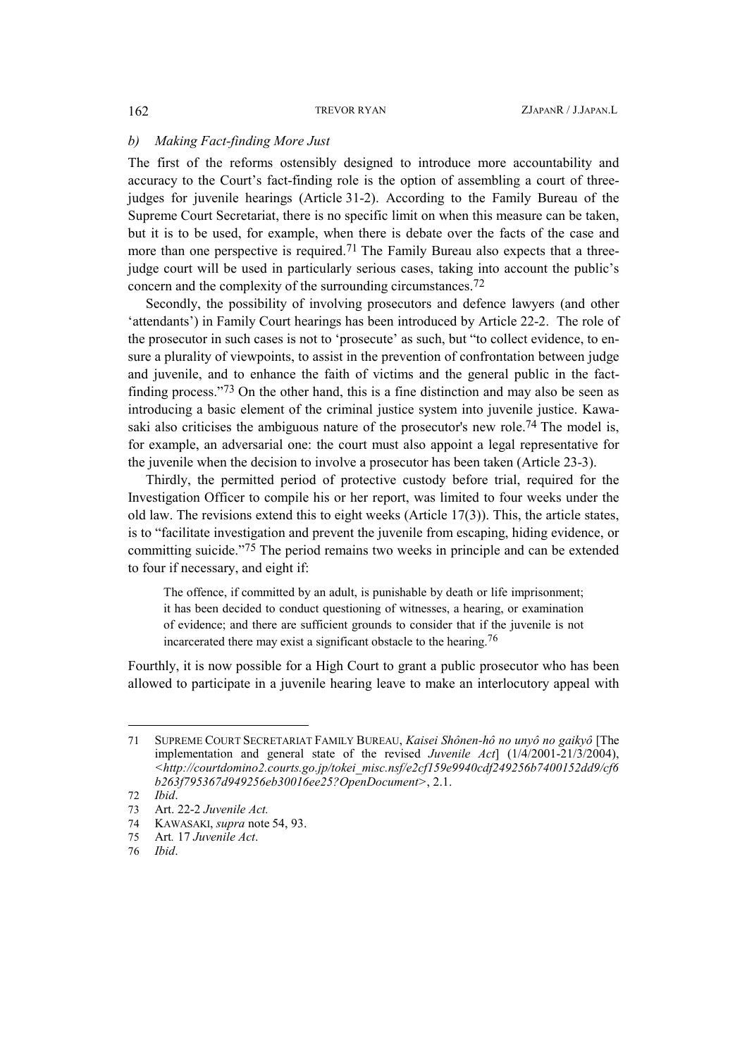### *b) Making Fact-finding More Just*

The first of the reforms ostensibly designed to introduce more accountability and accuracy to the Court's fact-finding role is the option of assembling a court of three-judges for juvenile hearings (Article 31-2). According to the Family Bureau of the Supreme Court Secretariat, there is no specific limit on when this measure can be taken, but it is to be used, for example, when there is debate over the facts of the case and more than one perspective is required.[71] The Family Bureau also expects that a three-judge court will be used in particularly serious cases, taking into account the public's concern and the complexity of the surrounding circumstances.[72]

Secondly, the possibility of involving prosecutors and defence lawyers (and other 'attendants') in Family Court hearings has been introduced by Article 22-2. The role of the prosecutor in such cases is not to 'prosecute' as such, but "to collect evidence, to ensure a plurality of viewpoints, to assist in the prevention of confrontation between judge and juvenile, and to enhance the faith of victims and the general public in the fact-finding process."[73] On the other hand, this is a fine distinction and may also be seen as introducing a basic element of the criminal justice system into juvenile justice. Kawasaki also criticises the ambiguous nature of the prosecutor's new role.[74] The model is, for example, an adversarial one: the court must also appoint a legal representative for the juvenile when the decision to involve a prosecutor has been taken (Article 23-3).

Thirdly, the permitted period of protective custody before trial, required for the Investigation Officer to compile his or her report, was limited to four weeks under the old law. The revisions extend this to eight weeks (Article 17(3)). This, the article states, is to "facilitate investigation and prevent the juvenile from escaping, hiding evidence, or committing suicide."[75] The period remains two weeks in principle and can be extended to four if necessary, and eight if:

> The offence, if committed by an adult, is punishable by death or life imprisonment; it has been decided to conduct questioning of witnesses, a hearing, or examination of evidence; and there are sufficient grounds to consider that if the juvenile is not incarcerated there may exist a significant obstacle to the hearing.[76]

Fourthly, it is now possible for a High Court to grant a public prosecutor who has been allowed to participate in a juvenile hearing leave to make an interlocutory appeal with

---

71 SUPREME COURT SECRETARIAT FAMILY BUREAU, *Kaisei Shônen-hô no unyô no gaikyô* [The implementation and general state of the revised *Juvenile Act*] (1/4/2001-21/3/2004), <*http://courtdomino2.courts.go.jp/tokei_misc.nsf/e2cf159e9940cdf249256b7400152dd9/cf6b263f795367d949256eb30016ee25?OpenDocument*>, 2.1.

72 *Ibid*.

73 Art. 22-2 *Juvenile Act.*

74 KAWASAKI, *supra* note 54, 93.

75 Art*.* 17 *Juvenile Act*.

76 *Ibid*.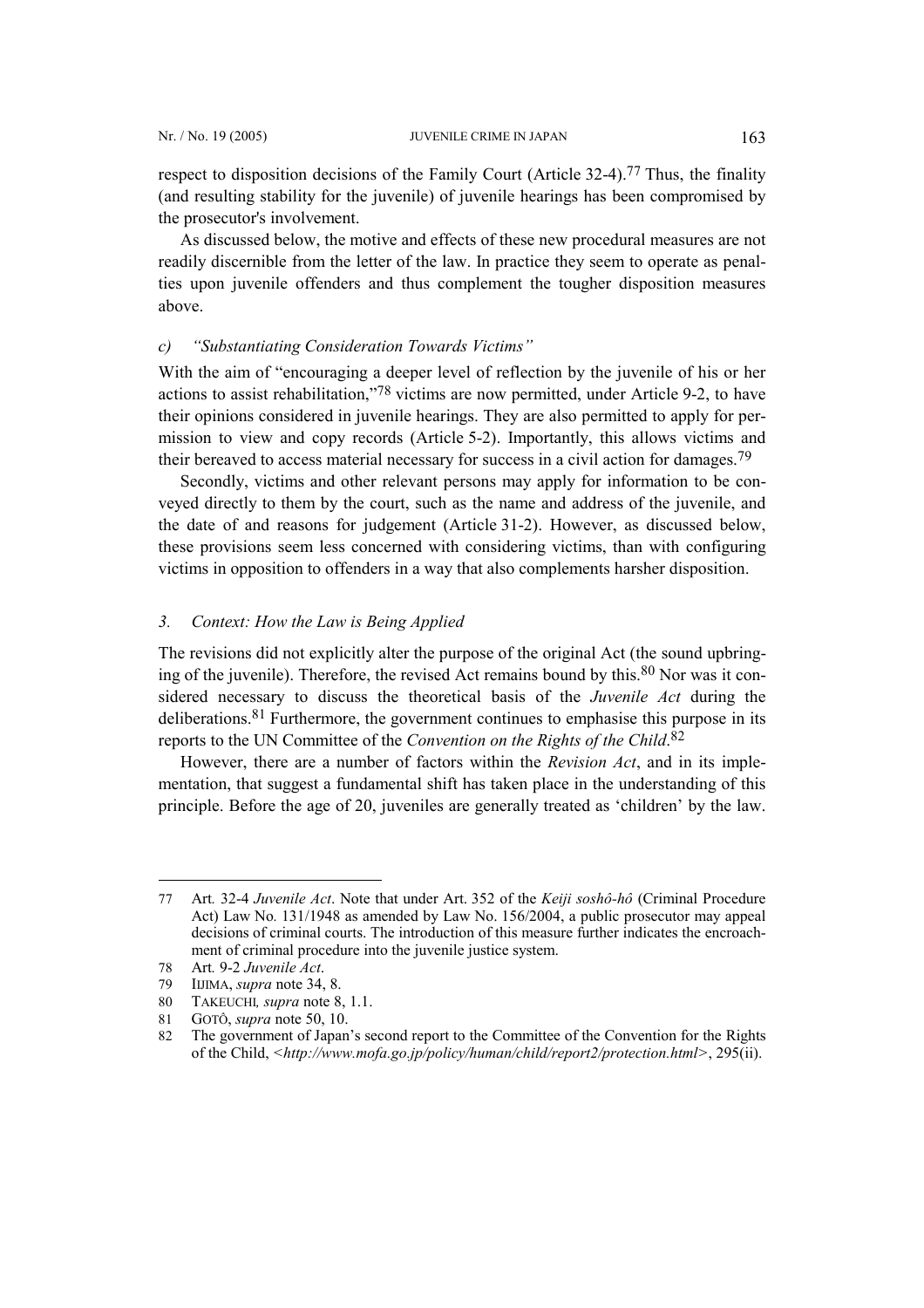respect to disposition decisions of the Family Court (Article 32-4).[77] Thus, the finality (and resulting stability for the juvenile) of juvenile hearings has been compromised by the prosecutor's involvement.

As discussed below, the motive and effects of these new procedural measures are not readily discernible from the letter of the law. In practice they seem to operate as penalties upon juvenile offenders and thus complement the tougher disposition measures above.

#### c) *"Substantiating Consideration Towards Victims"*

With the aim of "encouraging a deeper level of reflection by the juvenile of his or her actions to assist rehabilitation,"[78] victims are now permitted, under Article 9-2, to have their opinions considered in juvenile hearings. They are also permitted to apply for permission to view and copy records (Article 5-2). Importantly, this allows victims and their bereaved to access material necessary for success in a civil action for damages.[79]

Secondly, victims and other relevant persons may apply for information to be conveyed directly to them by the court, such as the name and address of the juvenile, and the date of and reasons for judgement (Article 31-2). However, as discussed below, these provisions seem less concerned with considering victims, than with configuring victims in opposition to offenders in a way that also complements harsher disposition.

### 3. *Context: How the Law is Being Applied*

The revisions did not explicitly alter the purpose of the original Act (the sound upbringing of the juvenile). Therefore, the revised Act remains bound by this.[80] Nor was it considered necessary to discuss the theoretical basis of the *Juvenile Act* during the deliberations.[81] Furthermore, the government continues to emphasise this purpose in its reports to the UN Committee of the *Convention on the Rights of the Child*.[82]

However, there are a number of factors within the *Revision Act*, and in its implementation, that suggest a fundamental shift has taken place in the understanding of this principle. Before the age of 20, juveniles are generally treated as 'children' by the law.

---

77 Art*.* 32-4 *Juvenile Act*. Note that under Art. 352 of the *Keiji soshô-hô* (Criminal Procedure Act) Law No*.* 131/1948 as amended by Law No. 156/2004, a public prosecutor may appeal decisions of criminal courts. The introduction of this measure further indicates the encroachment of criminal procedure into the juvenile justice system.

78 Art*.* 9-2 *Juvenile Act*.

79 IIJIMA, *supra* note 34, 8.

80 TAKEUCHI*, supra* note 8, 1.1.

81 GOTÔ, *supra* note 50, 10.

82 The government of Japan's second report to the Committee of the Convention for the Rights of the Child, <*http://www.mofa.go.jp/policy/human/child/report2/protection.html*>, 295(ii).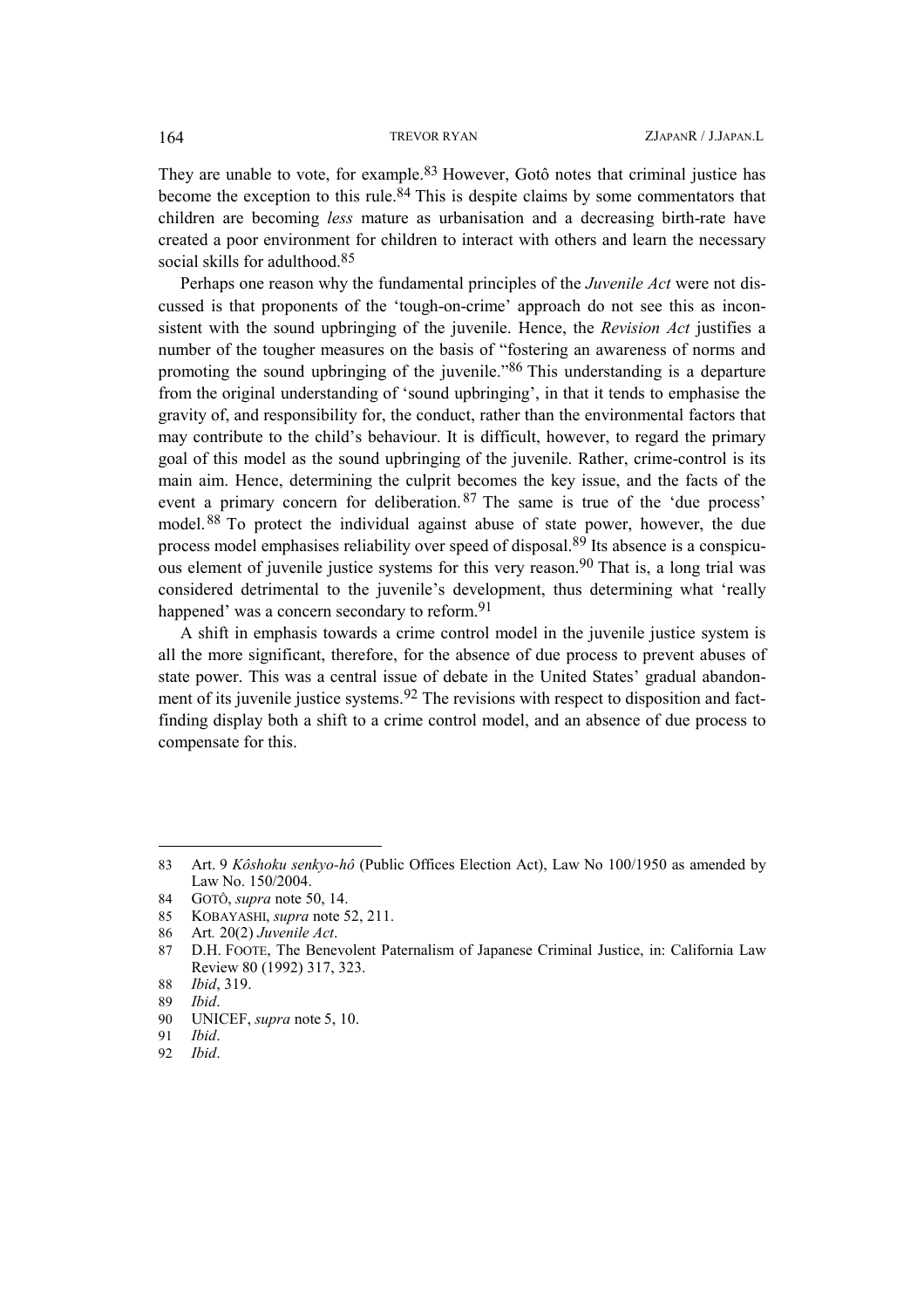They are unable to vote, for example.[83] However, Gotô notes that criminal justice has become the exception to this rule.[84] This is despite claims by some commentators that children are becoming *less* mature as urbanisation and a decreasing birth-rate have created a poor environment for children to interact with others and learn the necessary social skills for adulthood.[85]

Perhaps one reason why the fundamental principles of the *Juvenile Act* were not discussed is that proponents of the 'tough-on-crime' approach do not see this as inconsistent with the sound upbringing of the juvenile. Hence, the *Revision Act* justifies a number of the tougher measures on the basis of "fostering an awareness of norms and promoting the sound upbringing of the juvenile."[86] This understanding is a departure from the original understanding of 'sound upbringing', in that it tends to emphasise the gravity of, and responsibility for, the conduct, rather than the environmental factors that may contribute to the child's behaviour. It is difficult, however, to regard the primary goal of this model as the sound upbringing of the juvenile. Rather, crime-control is its main aim. Hence, determining the culprit becomes the key issue, and the facts of the event a primary concern for deliberation.[87] The same is true of the 'due process' model.[88] To protect the individual against abuse of state power, however, the due process model emphasises reliability over speed of disposal.[89] Its absence is a conspicuous element of juvenile justice systems for this very reason.[90] That is, a long trial was considered detrimental to the juvenile's development, thus determining what 'really happened' was a concern secondary to reform.[91]

A shift in emphasis towards a crime control model in the juvenile justice system is all the more significant, therefore, for the absence of due process to prevent abuses of state power. This was a central issue of debate in the United States' gradual abandonment of its juvenile justice systems.[92] The revisions with respect to disposition and fact-finding display both a shift to a crime control model, and an absence of due process to compensate for this.

---

83 Art. 9 *Kôshoku senkyo-hô* (Public Offices Election Act), Law No 100/1950 as amended by Law No. 150/2004.

84 GOTÔ, *supra* note 50, 14.

85 KOBAYASHI, *supra* note 52, 211.

86 Art*.* 20(2) *Juvenile Act*.

87 D.H. FOOTE, The Benevolent Paternalism of Japanese Criminal Justice, in: California Law Review 80 (1992) 317, 323.

88 *Ibid*, 319.

89 *Ibid*.

90 UNICEF, *supra* note 5, 10.

91 *Ibid*.

92 *Ibid*.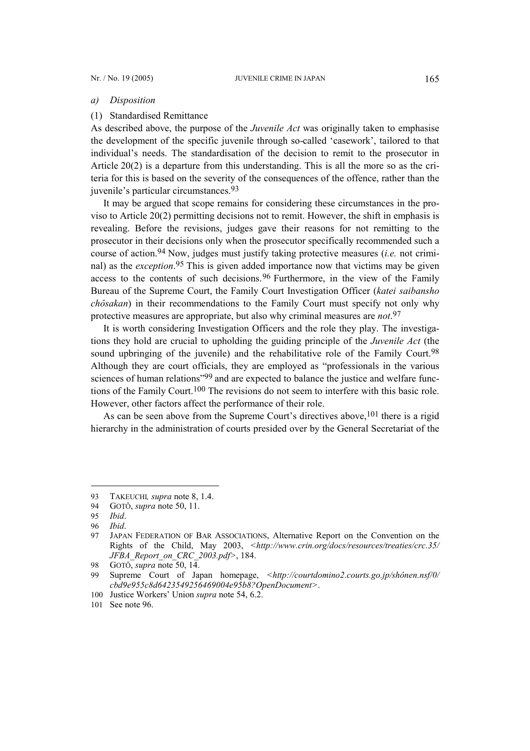*a) Disposition*

(1) Standardised Remittance

As described above, the purpose of the *Juvenile Act* was originally taken to emphasise the development of the specific juvenile through so-called 'casework', tailored to that individual's needs. The standardisation of the decision to remit to the prosecutor in Article 20(2) is a departure from this understanding. This is all the more so as the criteria for this is based on the severity of the consequences of the offence, rather than the juvenile's particular circumstances.[93]

It may be argued that scope remains for considering these circumstances in the proviso to Article 20(2) permitting decisions not to remit. However, the shift in emphasis is revealing. Before the revisions, judges gave their reasons for not remitting to the prosecutor in their decisions only when the prosecutor specifically recommended such a course of action.[94] Now, judges must justify taking protective measures (*i.e.* not criminal) as the *exception*.[95] This is given added importance now that victims may be given access to the contents of such decisions.[96] Furthermore, in the view of the Family Bureau of the Supreme Court, the Family Court Investigation Officer (*katei saibansho chôsakan*) in their recommendations to the Family Court must specify not only why protective measures are appropriate, but also why criminal measures are *not*.[97]

It is worth considering Investigation Officers and the role they play. The investigations they hold are crucial to upholding the guiding principle of the *Juvenile Act* (the sound upbringing of the juvenile) and the rehabilitative role of the Family Court.[98] Although they are court officials, they are employed as "professionals in the various sciences of human relations"[99] and are expected to balance the justice and welfare functions of the Family Court.[100] The revisions do not seem to interfere with this basic role. However, other factors affect the performance of their role.

As can be seen above from the Supreme Court's directives above,[101] there is a rigid hierarchy in the administration of courts presided over by the General Secretariat of the

---

93 TAKEUCHI*, supra* note 8, 1.4.

94 GOTÔ, *supra* note 50, 11.

95 *Ibid*.

96 *Ibid*.

97 JAPAN FEDERATION OF BAR ASSOCIATIONS, Alternative Report on the Convention on the Rights of the Child, May 2003, <*http://www.crin.org/docs/resources/treaties/crc.35/JFBA_Report_on_CRC_2003.pdf*>, 184.

98 GOTÔ, *supra* note 50, 14.

99 Supreme Court of Japan homepage, <*http://courtdomino2.courts.go.jp/shônen.nsf/0/cbd9e955c8d6423549256469004e95b8?OpenDocument*>.

100 Justice Workers' Union *supra* note 54, 6.2.

101 See note 96.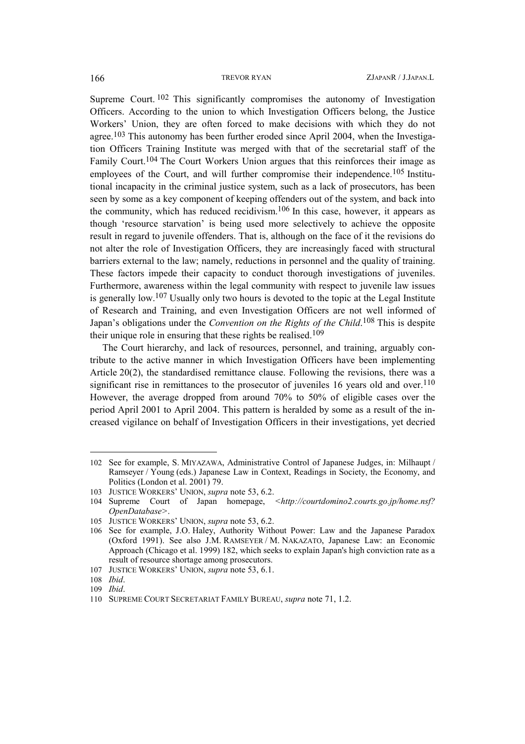Supreme Court.[102] This significantly compromises the autonomy of Investigation Officers. According to the union to which Investigation Officers belong, the Justice Workers' Union, they are often forced to make decisions with which they do not agree.[103] This autonomy has been further eroded since April 2004, when the Investigation Officers Training Institute was merged with that of the secretarial staff of the Family Court.[104] The Court Workers Union argues that this reinforces their image as employees of the Court, and will further compromise their independence.[105] Institutional incapacity in the criminal justice system, such as a lack of prosecutors, has been seen by some as a key component of keeping offenders out of the system, and back into the community, which has reduced recidivism.[106] In this case, however, it appears as though 'resource starvation' is being used more selectively to achieve the opposite result in regard to juvenile offenders. That is, although on the face of it the revisions do not alter the role of Investigation Officers, they are increasingly faced with structural barriers external to the law; namely, reductions in personnel and the quality of training. These factors impede their capacity to conduct thorough investigations of juveniles. Furthermore, awareness within the legal community with respect to juvenile law issues is generally low.[107] Usually only two hours is devoted to the topic at the Legal Institute of Research and Training, and even Investigation Officers are not well informed of Japan's obligations under the *Convention on the Rights of the Child*.[108] This is despite their unique role in ensuring that these rights be realised.[109]

The Court hierarchy, and lack of resources, personnel, and training, arguably contribute to the active manner in which Investigation Officers have been implementing Article 20(2), the standardised remittance clause. Following the revisions, there was a significant rise in remittances to the prosecutor of juveniles 16 years old and over.[110] However, the average dropped from around 70% to 50% of eligible cases over the period April 2001 to April 2004. This pattern is heralded by some as a result of the increased vigilance on behalf of Investigation Officers in their investigations, yet decried

---

102 See for example, S. MIYAZAWA, Administrative Control of Japanese Judges, in: Milhaupt / Ramseyer / Young (eds.) Japanese Law in Context, Readings in Society, the Economy, and Politics (London et al. 2001) 79.

103 JUSTICE WORKERS' UNION, *supra* note 53, 6.2.

104 Supreme Court of Japan homepage, *<http://courtdomino2.courts.go.jp/home.nsf?OpenDatabase>*.

105 JUSTICE WORKERS' UNION, *supra* note 53, 6.2.

106 See for example, J.O. Haley, Authority Without Power: Law and the Japanese Paradox (Oxford 1991). See also J.M. RAMSEYER / M. NAKAZATO, Japanese Law: an Economic Approach (Chicago et al. 1999) 182, which seeks to explain Japan's high conviction rate as a result of resource shortage among prosecutors.

107 JUSTICE WORKERS' UNION, *supra* note 53, 6.1.

108 *Ibid*.

109 *Ibid*.

110 SUPREME COURT SECRETARIAT FAMILY BUREAU, *supra* note 71, 1.2.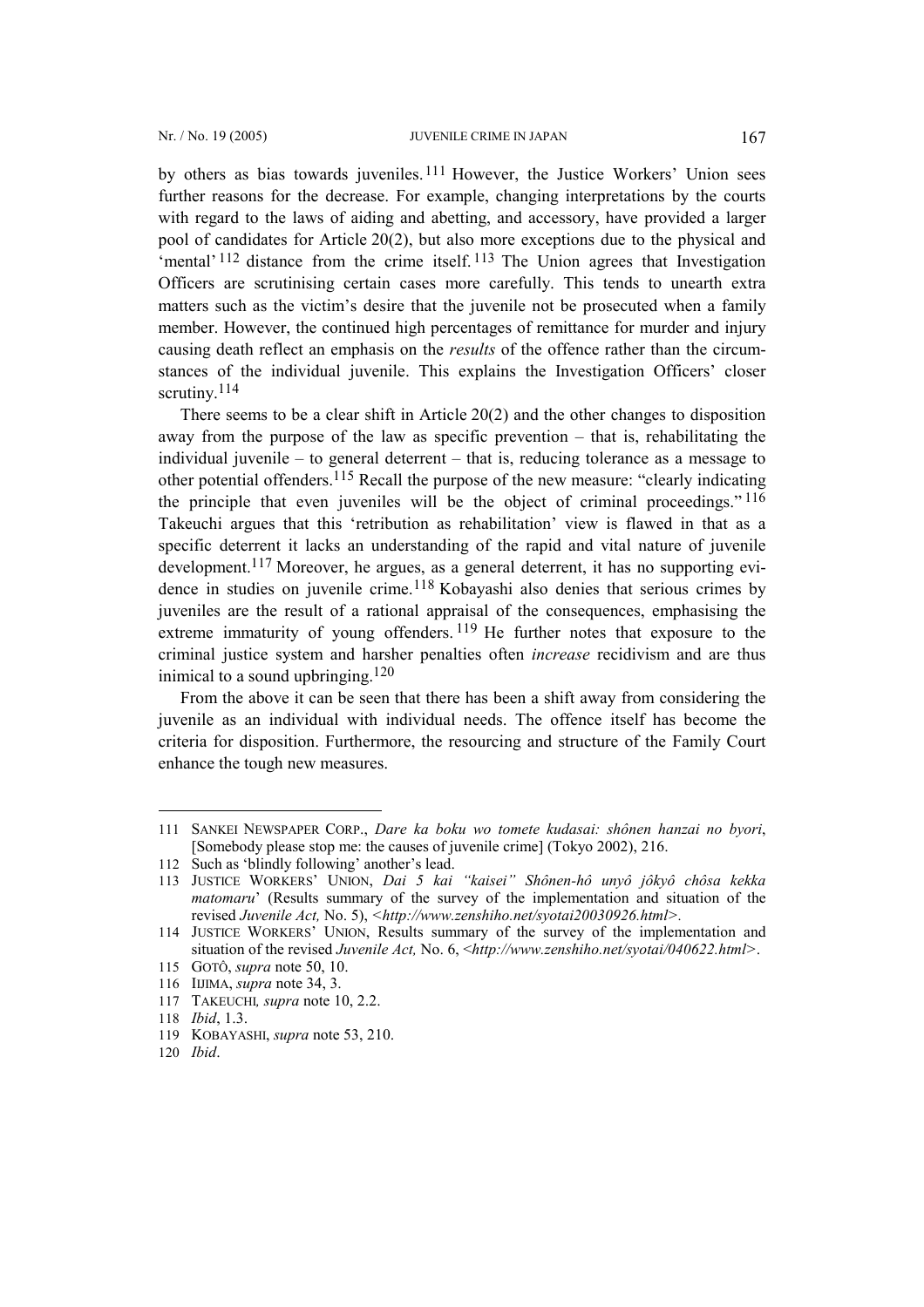by others as bias towards juveniles.[111] However, the Justice Workers' Union sees further reasons for the decrease. For example, changing interpretations by the courts with regard to the laws of aiding and abetting, and accessory, have provided a larger pool of candidates for Article 20(2), but also more exceptions due to the physical and 'mental'[112] distance from the crime itself.[113] The Union agrees that Investigation Officers are scrutinising certain cases more carefully. This tends to unearth extra matters such as the victim's desire that the juvenile not be prosecuted when a family member. However, the continued high percentages of remittance for murder and injury causing death reflect an emphasis on the *results* of the offence rather than the circumstances of the individual juvenile. This explains the Investigation Officers' closer scrutiny.[114]

There seems to be a clear shift in Article 20(2) and the other changes to disposition away from the purpose of the law as specific prevention – that is, rehabilitating the individual juvenile – to general deterrent – that is, reducing tolerance as a message to other potential offenders.[115] Recall the purpose of the new measure: "clearly indicating the principle that even juveniles will be the object of criminal proceedings."[116] Takeuchi argues that this 'retribution as rehabilitation' view is flawed in that as a specific deterrent it lacks an understanding of the rapid and vital nature of juvenile development.[117] Moreover, he argues, as a general deterrent, it has no supporting evidence in studies on juvenile crime.[118] Kobayashi also denies that serious crimes by juveniles are the result of a rational appraisal of the consequences, emphasising the extreme immaturity of young offenders.[119] He further notes that exposure to the criminal justice system and harsher penalties often *increase* recidivism and are thus inimical to a sound upbringing.[120]

From the above it can be seen that there has been a shift away from considering the juvenile as an individual with individual needs. The offence itself has become the criteria for disposition. Furthermore, the resourcing and structure of the Family Court enhance the tough new measures.

---

111 SANKEI NEWSPAPER CORP., *Dare ka boku wo tomete kudasai: shônen hanzai no byori*, [Somebody please stop me: the causes of juvenile crime] (Tokyo 2002), 216.

112 Such as 'blindly following' another's lead.

113 JUSTICE WORKERS' UNION, *Dai 5 kai "kaisei" Shônen-hô unyô jôkyô chôsa kekka matomaru*' (Results summary of the survey of the implementation and situation of the revised *Juvenile Act,* No. 5), <*http://www.zenshiho.net/syotai20030926.html*>.

114 JUSTICE WORKERS' UNION, Results summary of the survey of the implementation and situation of the revised *Juvenile Act,* No. 6, <*http://www.zenshiho.net/syotai/040622.html*>.

115 GOTÔ, *supra* note 50, 10.

116 IIJIMA, *supra* note 34, 3.

117 TAKEUCHI*, supra* note 10, 2.2.

118 *Ibid*, 1.3.

119 KOBAYASHI, *supra* note 53, 210.

120 *Ibid*.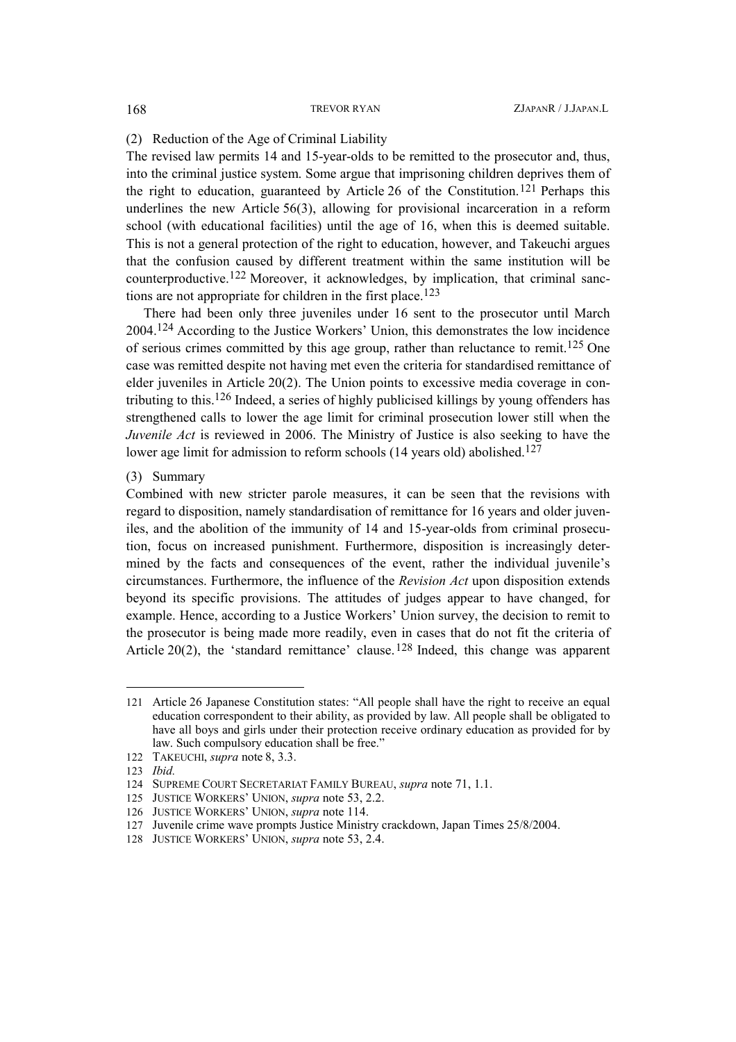(2) Reduction of the Age of Criminal Liability

The revised law permits 14 and 15-year-olds to be remitted to the prosecutor and, thus, into the criminal justice system. Some argue that imprisoning children deprives them of the right to education, guaranteed by Article 26 of the Constitution.[121] Perhaps this underlines the new Article 56(3), allowing for provisional incarceration in a reform school (with educational facilities) until the age of 16, when this is deemed suitable. This is not a general protection of the right to education, however, and Takeuchi argues that the confusion caused by different treatment within the same institution will be counterproductive.[122] Moreover, it acknowledges, by implication, that criminal sanctions are not appropriate for children in the first place.[123]

There had been only three juveniles under 16 sent to the prosecutor until March 2004.[124] According to the Justice Workers' Union, this demonstrates the low incidence of serious crimes committed by this age group, rather than reluctance to remit.[125] One case was remitted despite not having met even the criteria for standardised remittance of elder juveniles in Article 20(2). The Union points to excessive media coverage in contributing to this.[126] Indeed, a series of highly publicised killings by young offenders has strengthened calls to lower the age limit for criminal prosecution lower still when the *Juvenile Act* is reviewed in 2006. The Ministry of Justice is also seeking to have the lower age limit for admission to reform schools (14 years old) abolished.[127]

(3) Summary

Combined with new stricter parole measures, it can be seen that the revisions with regard to disposition, namely standardisation of remittance for 16 years and older juveniles, and the abolition of the immunity of 14 and 15-year-olds from criminal prosecution, focus on increased punishment. Furthermore, disposition is increasingly determined by the facts and consequences of the event, rather the individual juvenile's circumstances. Furthermore, the influence of the *Revision Act* upon disposition extends beyond its specific provisions. The attitudes of judges appear to have changed, for example. Hence, according to a Justice Workers' Union survey, the decision to remit to the prosecutor is being made more readily, even in cases that do not fit the criteria of Article 20(2), the 'standard remittance' clause.[128] Indeed, this change was apparent

---

121 Article 26 Japanese Constitution states: "All people shall have the right to receive an equal education correspondent to their ability, as provided by law. All people shall be obligated to have all boys and girls under their protection receive ordinary education as provided for by law. Such compulsory education shall be free."

122 TAKEUCHI, *supra* note 8, 3.3.

123 *Ibid.*

124 SUPREME COURT SECRETARIAT FAMILY BUREAU, *supra* note 71, 1.1.

125 JUSTICE WORKERS' UNION, *supra* note 53, 2.2.

126 JUSTICE WORKERS' UNION, *supra* note 114.

127 Juvenile crime wave prompts Justice Ministry crackdown, Japan Times 25/8/2004.

128 JUSTICE WORKERS' UNION, *supra* note 53, 2.4.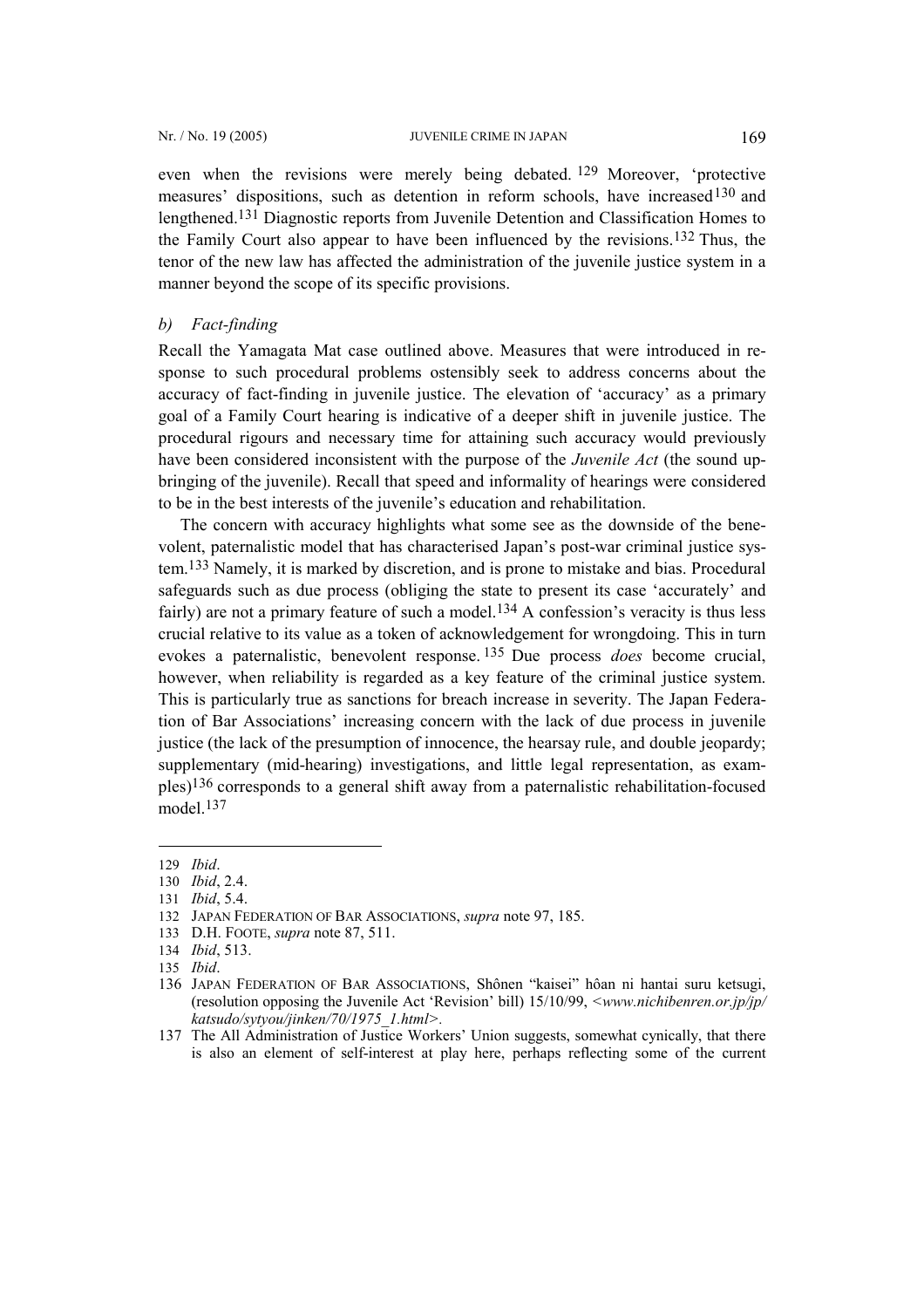even when the revisions were merely being debated.[129] Moreover, 'protective measures' dispositions, such as detention in reform schools, have increased[130] and lengthened.[131] Diagnostic reports from Juvenile Detention and Classification Homes to the Family Court also appear to have been influenced by the revisions.[132] Thus, the tenor of the new law has affected the administration of the juvenile justice system in a manner beyond the scope of its specific provisions.

### *b) Fact-finding*

Recall the Yamagata Mat case outlined above. Measures that were introduced in response to such procedural problems ostensibly seek to address concerns about the accuracy of fact-finding in juvenile justice. The elevation of 'accuracy' as a primary goal of a Family Court hearing is indicative of a deeper shift in juvenile justice. The procedural rigours and necessary time for attaining such accuracy would previously have been considered inconsistent with the purpose of the *Juvenile Act* (the sound upbringing of the juvenile). Recall that speed and informality of hearings were considered to be in the best interests of the juvenile's education and rehabilitation.

The concern with accuracy highlights what some see as the downside of the benevolent, paternalistic model that has characterised Japan's post-war criminal justice system.[133] Namely, it is marked by discretion, and is prone to mistake and bias. Procedural safeguards such as due process (obliging the state to present its case 'accurately' and fairly) are not a primary feature of such a model.[134] A confession's veracity is thus less crucial relative to its value as a token of acknowledgement for wrongdoing. This in turn evokes a paternalistic, benevolent response.[135] Due process *does* become crucial, however, when reliability is regarded as a key feature of the criminal justice system. This is particularly true as sanctions for breach increase in severity. The Japan Federation of Bar Associations' increasing concern with the lack of due process in juvenile justice (the lack of the presumption of innocence, the hearsay rule, and double jeopardy; supplementary (mid-hearing) investigations, and little legal representation, as examples)[136] corresponds to a general shift away from a paternalistic rehabilitation-focused model.[137]

---

129 *Ibid*.

130 *Ibid*, 2.4.

131 *Ibid*, 5.4.

132 JAPAN FEDERATION OF BAR ASSOCIATIONS, *supra* note 97, 185.

133 D.H. FOOTE, *supra* note 87, 511.

134 *Ibid*, 513.

135 *Ibid*.

136 JAPAN FEDERATION OF BAR ASSOCIATIONS, Shônen "kaisei" hôan ni hantai suru ketsugi, (resolution opposing the Juvenile Act 'Revision' bill) 15/10/99, <*www.nichibenren.or.jp/jp/katsudo/sytyou/jinken/70/1975_1.html*>.

137 The All Administration of Justice Workers' Union suggests, somewhat cynically, that there is also an element of self-interest at play here, perhaps reflecting some of the current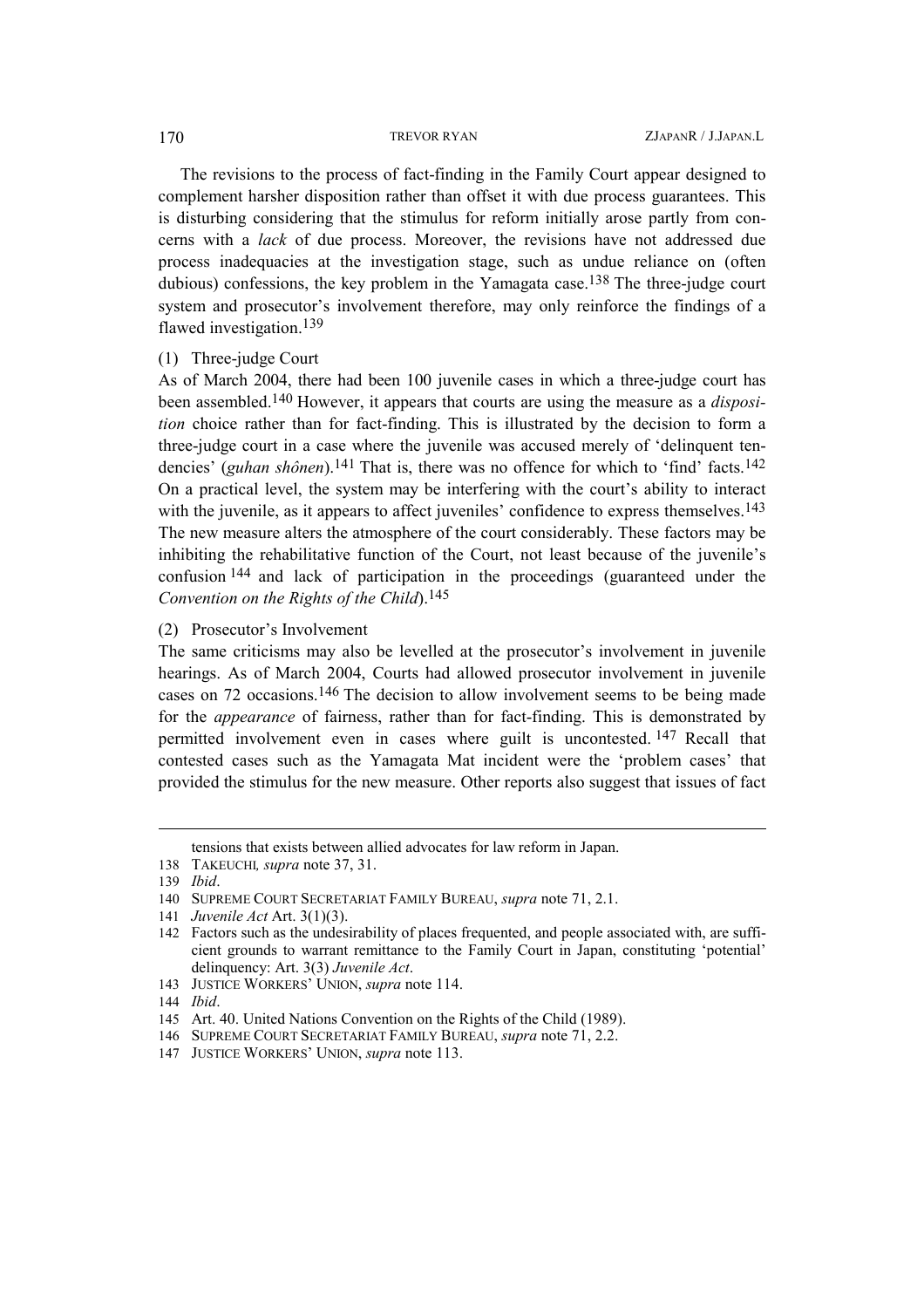The revisions to the process of fact-finding in the Family Court appear designed to complement harsher disposition rather than offset it with due process guarantees. This is disturbing considering that the stimulus for reform initially arose partly from concerns with a *lack* of due process. Moreover, the revisions have not addressed due process inadequacies at the investigation stage, such as undue reliance on (often dubious) confessions, the key problem in the Yamagata case.[138] The three-judge court system and prosecutor's involvement therefore, may only reinforce the findings of a flawed investigation.[139]

(1) Three-judge Court

As of March 2004, there had been 100 juvenile cases in which a three-judge court has been assembled.[140] However, it appears that courts are using the measure as a *disposition* choice rather than for fact-finding. This is illustrated by the decision to form a three-judge court in a case where the juvenile was accused merely of 'delinquent tendencies' (*guhan shônen*).[141] That is, there was no offence for which to 'find' facts.[142] On a practical level, the system may be interfering with the court's ability to interact with the juvenile, as it appears to affect juveniles' confidence to express themselves.[143] The new measure alters the atmosphere of the court considerably. These factors may be inhibiting the rehabilitative function of the Court, not least because of the juvenile's confusion[144] and lack of participation in the proceedings (guaranteed under the *Convention on the Rights of the Child*).[145]

(2) Prosecutor's Involvement

The same criticisms may also be levelled at the prosecutor's involvement in juvenile hearings. As of March 2004, Courts had allowed prosecutor involvement in juvenile cases on 72 occasions.[146] The decision to allow involvement seems to be being made for the *appearance* of fairness, rather than for fact-finding. This is demonstrated by permitted involvement even in cases where guilt is uncontested.[147] Recall that contested cases such as the Yamagata Mat incident were the 'problem cases' that provided the stimulus for the new measure. Other reports also suggest that issues of fact

---

tensions that exists between allied advocates for law reform in Japan.

138 TAKEUCHI*, supra* note 37, 31.

139 *Ibid*.

140 SUPREME COURT SECRETARIAT FAMILY BUREAU, *supra* note 71, 2.1.

141 *Juvenile Act* Art. 3(1)(3).

142 Factors such as the undesirability of places frequented, and people associated with, are sufficient grounds to warrant remittance to the Family Court in Japan, constituting 'potential' delinquency: Art. 3(3) *Juvenile Act*.

143 JUSTICE WORKERS' UNION, *supra* note 114.

144 *Ibid*.

145 Art. 40. United Nations Convention on the Rights of the Child (1989).

146 SUPREME COURT SECRETARIAT FAMILY BUREAU, *supra* note 71, 2.2.

147 JUSTICE WORKERS' UNION, *supra* note 113.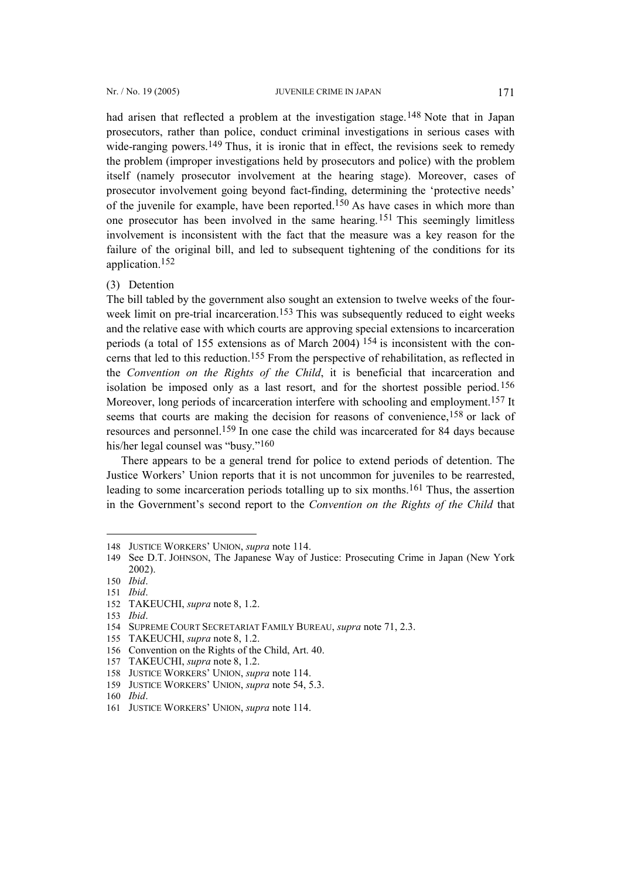had arisen that reflected a problem at the investigation stage.[148] Note that in Japan prosecutors, rather than police, conduct criminal investigations in serious cases with wide-ranging powers.[149] Thus, it is ironic that in effect, the revisions seek to remedy the problem (improper investigations held by prosecutors and police) with the problem itself (namely prosecutor involvement at the hearing stage). Moreover, cases of prosecutor involvement going beyond fact-finding, determining the 'protective needs' of the juvenile for example, have been reported.[150] As have cases in which more than one prosecutor has been involved in the same hearing.[151] This seemingly limitless involvement is inconsistent with the fact that the measure was a key reason for the failure of the original bill, and led to subsequent tightening of the conditions for its application.[152]

(3) Detention

The bill tabled by the government also sought an extension to twelve weeks of the four-week limit on pre-trial incarceration.[153] This was subsequently reduced to eight weeks and the relative ease with which courts are approving special extensions to incarceration periods (a total of 155 extensions as of March 2004) [154] is inconsistent with the concerns that led to this reduction.[155] From the perspective of rehabilitation, as reflected in the *Convention on the Rights of the Child*, it is beneficial that incarceration and isolation be imposed only as a last resort, and for the shortest possible period.[156] Moreover, long periods of incarceration interfere with schooling and employment.[157] It seems that courts are making the decision for reasons of convenience,[158] or lack of resources and personnel.[159] In one case the child was incarcerated for 84 days because his/her legal counsel was "busy."[160]

There appears to be a general trend for police to extend periods of detention. The Justice Workers' Union reports that it is not uncommon for juveniles to be rearrested, leading to some incarceration periods totalling up to six months.[161] Thus, the assertion in the Government's second report to the *Convention on the Rights of the Child* that

---

148 JUSTICE WORKERS' UNION, *supra* note 114.

149 See D.T. JOHNSON, The Japanese Way of Justice: Prosecuting Crime in Japan (New York 2002).

150 *Ibid*.

151 *Ibid*.

152 TAKEUCHI, *supra* note 8, 1.2.

153 *Ibid*.

154 SUPREME COURT SECRETARIAT FAMILY BUREAU, *supra* note 71, 2.3.

155 TAKEUCHI, *supra* note 8, 1.2.

156 Convention on the Rights of the Child, Art. 40.

157 TAKEUCHI, *supra* note 8, 1.2.

158 JUSTICE WORKERS' UNION, *supra* note 114.

159 JUSTICE WORKERS' UNION, *supra* note 54, 5.3.

160 *Ibid*.

161 JUSTICE WORKERS' UNION, *supra* note 114.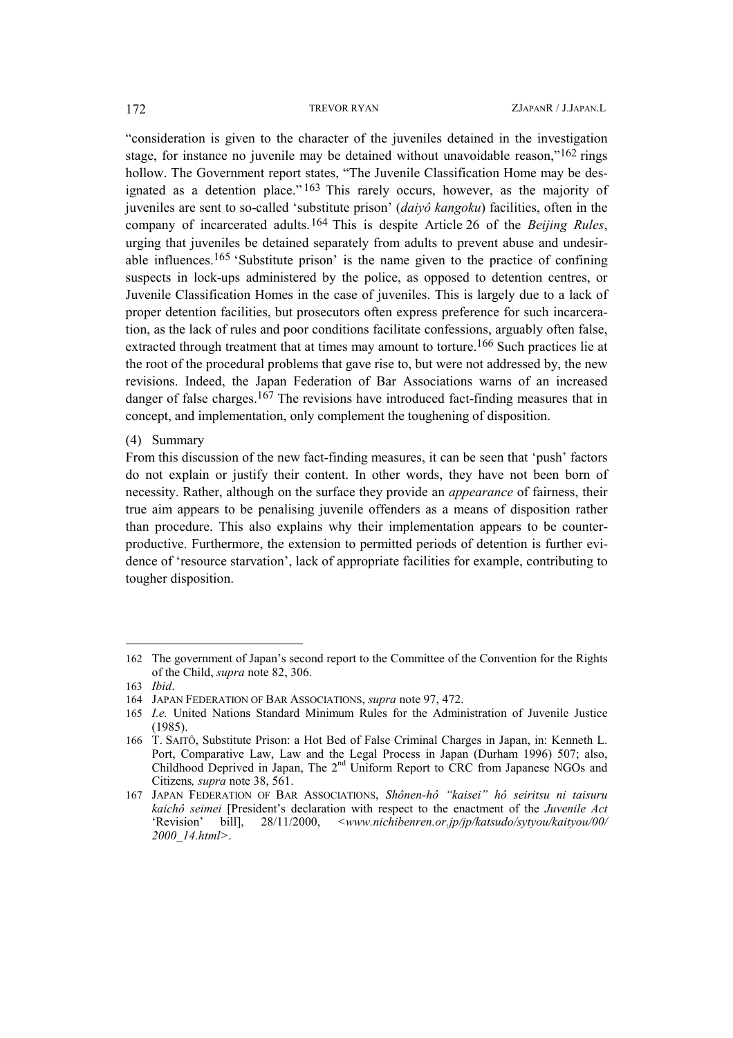"consideration is given to the character of the juveniles detained in the investigation stage, for instance no juvenile may be detained without unavoidable reason,"[162] rings hollow. The Government report states, "The Juvenile Classification Home may be designated as a detention place."[163] This rarely occurs, however, as the majority of juveniles are sent to so-called 'substitute prison' (*daiyô kangoku*) facilities, often in the company of incarcerated adults.[164] This is despite Article 26 of the *Beijing Rules*, urging that juveniles be detained separately from adults to prevent abuse and undesirable influences.[165] 'Substitute prison' is the name given to the practice of confining suspects in lock-ups administered by the police, as opposed to detention centres, or Juvenile Classification Homes in the case of juveniles. This is largely due to a lack of proper detention facilities, but prosecutors often express preference for such incarceration, as the lack of rules and poor conditions facilitate confessions, arguably often false, extracted through treatment that at times may amount to torture.[166] Such practices lie at the root of the procedural problems that gave rise to, but were not addressed by, the new revisions. Indeed, the Japan Federation of Bar Associations warns of an increased danger of false charges.[167] The revisions have introduced fact-finding measures that in concept, and implementation, only complement the toughening of disposition.

(4) Summary

From this discussion of the new fact-finding measures, it can be seen that 'push' factors do not explain or justify their content. In other words, they have not been born of necessity. Rather, although on the surface they provide an *appearance* of fairness, their true aim appears to be penalising juvenile offenders as a means of disposition rather than procedure. This also explains why their implementation appears to be counterproductive. Furthermore, the extension to permitted periods of detention is further evidence of 'resource starvation', lack of appropriate facilities for example, contributing to tougher disposition.

---

162 The government of Japan's second report to the Committee of the Convention for the Rights of the Child, *supra* note 82, 306.

163 *Ibid*.

164 JAPAN FEDERATION OF BAR ASSOCIATIONS, *supra* note 97, 472.

165 *I.e.* United Nations Standard Minimum Rules for the Administration of Juvenile Justice (1985).

166 T. SAITÔ, Substitute Prison: a Hot Bed of False Criminal Charges in Japan, in: Kenneth L. Port, Comparative Law, Law and the Legal Process in Japan (Durham 1996) 507; also, Childhood Deprived in Japan, The 2nd Uniform Report to CRC from Japanese NGOs and Citizens*, supra* note 38, 561.

167 JAPAN FEDERATION OF BAR ASSOCIATIONS, *Shônen-hô "kaisei" hô seiritsu ni taisuru kaichô seimei* [President's declaration with respect to the enactment of the *Juvenile Act* 'Revision' bill], 28/11/2000, *<www.nichibenren.or.jp/jp/katsudo/sytyou/kaityou/00/2000_14.html>*.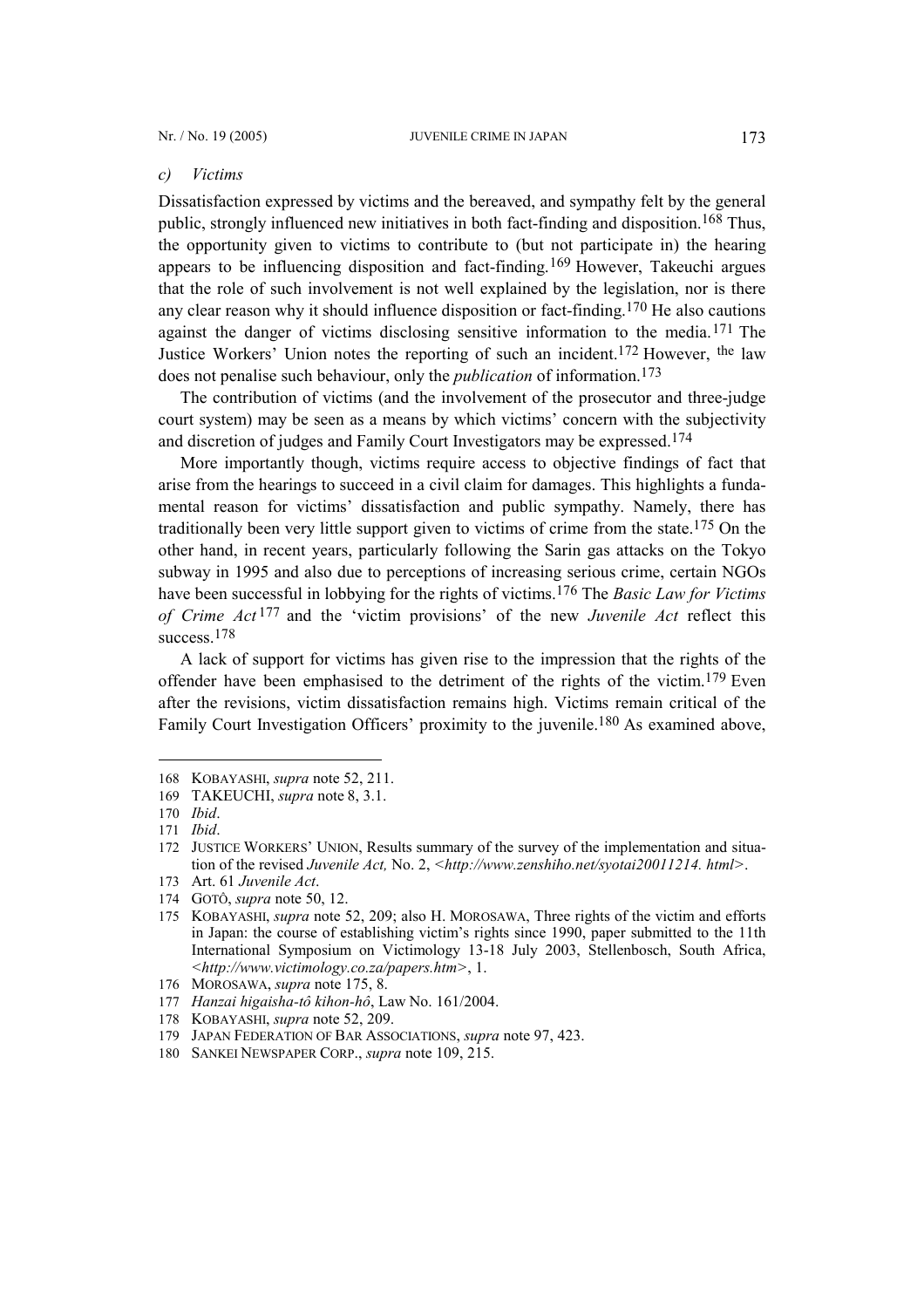### c) Victims

Dissatisfaction expressed by victims and the bereaved, and sympathy felt by the general public, strongly influenced new initiatives in both fact-finding and disposition.[168] Thus, the opportunity given to victims to contribute to (but not participate in) the hearing appears to be influencing disposition and fact-finding.[169] However, Takeuchi argues that the role of such involvement is not well explained by the legislation, nor is there any clear reason why it should influence disposition or fact-finding.[170] He also cautions against the danger of victims disclosing sensitive information to the media.[171] The Justice Workers' Union notes the reporting of such an incident.[172] However, the law does not penalise such behaviour, only the *publication* of information.[173]

The contribution of victims (and the involvement of the prosecutor and three-judge court system) may be seen as a means by which victims' concern with the subjectivity and discretion of judges and Family Court Investigators may be expressed.[174]

More importantly though, victims require access to objective findings of fact that arise from the hearings to succeed in a civil claim for damages. This highlights a fundamental reason for victims' dissatisfaction and public sympathy. Namely, there has traditionally been very little support given to victims of crime from the state.[175] On the other hand, in recent years, particularly following the Sarin gas attacks on the Tokyo subway in 1995 and also due to perceptions of increasing serious crime, certain NGOs have been successful in lobbying for the rights of victims.[176] The *Basic Law for Victims of Crime Act*[177] and the 'victim provisions' of the new *Juvenile Act* reflect this success.[178]

A lack of support for victims has given rise to the impression that the rights of the offender have been emphasised to the detriment of the rights of the victim.[179] Even after the revisions, victim dissatisfaction remains high. Victims remain critical of the Family Court Investigation Officers' proximity to the juvenile.[180] As examined above,

---

168 KOBAYASHI, *supra* note 52, 211.

169 TAKEUCHI, *supra* note 8, 3.1.

170 *Ibid*.

171 *Ibid*.

172 JUSTICE WORKERS' UNION, Results summary of the survey of the implementation and situation of the revised *Juvenile Act,* No. 2, <*http://www.zenshiho.net/syotai20011214. html*>.

173 Art. 61 *Juvenile Act*.

174 GOTÔ, *supra* note 50, 12.

175 KOBAYASHI, *supra* note 52, 209; also H. MOROSAWA, Three rights of the victim and efforts in Japan: the course of establishing victim's rights since 1990, paper submitted to the 11th International Symposium on Victimology 13-18 July 2003, Stellenbosch, South Africa, <*http://www.victimology.co.za/papers.htm*>, 1.

176 MOROSAWA, *supra* note 175, 8.

177 *Hanzai higaisha-tô kihon-hô*, Law No. 161/2004.

178 KOBAYASHI, *supra* note 52, 209.

179 JAPAN FEDERATION OF BAR ASSOCIATIONS, *supra* note 97, 423.

180 SANKEI NEWSPAPER CORP., *supra* note 109, 215.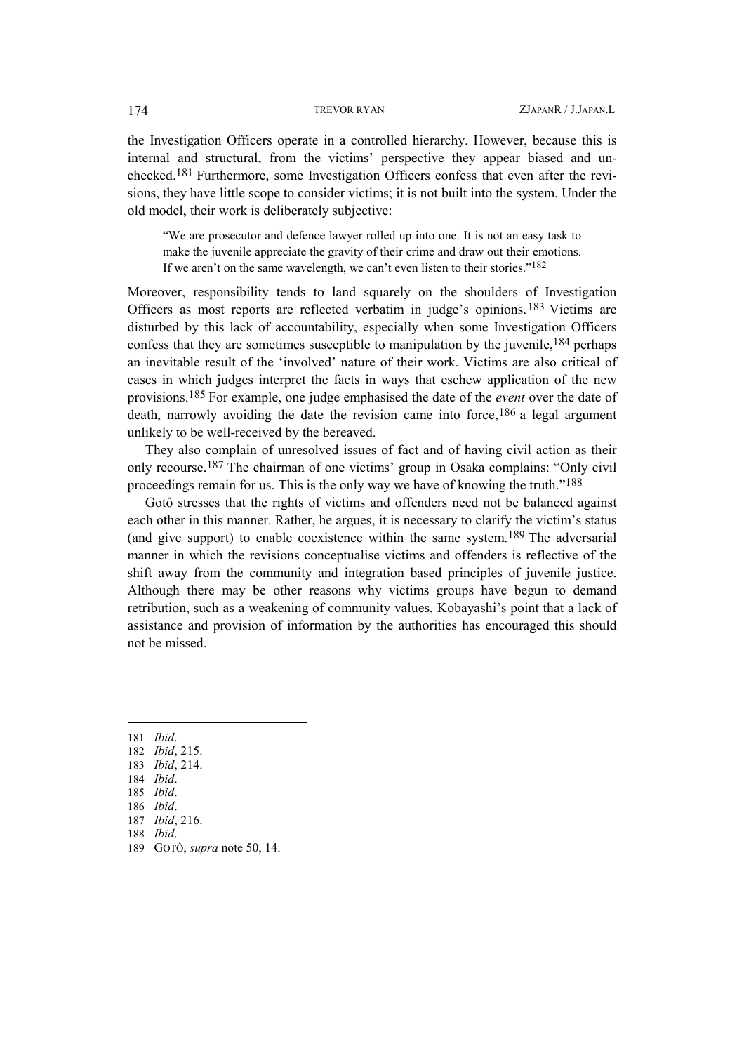the Investigation Officers operate in a controlled hierarchy. However, because this is internal and structural, from the victims' perspective they appear biased and unchecked.[181] Furthermore, some Investigation Officers confess that even after the revisions, they have little scope to consider victims; it is not built into the system. Under the old model, their work is deliberately subjective:

> "We are prosecutor and defence lawyer rolled up into one. It is not an easy task to make the juvenile appreciate the gravity of their crime and draw out their emotions. If we aren't on the same wavelength, we can't even listen to their stories."[182]

Moreover, responsibility tends to land squarely on the shoulders of Investigation Officers as most reports are reflected verbatim in judge's opinions.[183] Victims are disturbed by this lack of accountability, especially when some Investigation Officers confess that they are sometimes susceptible to manipulation by the juvenile,[184] perhaps an inevitable result of the 'involved' nature of their work. Victims are also critical of cases in which judges interpret the facts in ways that eschew application of the new provisions.[185] For example, one judge emphasised the date of the *event* over the date of death, narrowly avoiding the date the revision came into force,[186] a legal argument unlikely to be well-received by the bereaved.

They also complain of unresolved issues of fact and of having civil action as their only recourse.[187] The chairman of one victims' group in Osaka complains: "Only civil proceedings remain for us. This is the only way we have of knowing the truth."[188]

Gotô stresses that the rights of victims and offenders need not be balanced against each other in this manner. Rather, he argues, it is necessary to clarify the victim's status (and give support) to enable coexistence within the same system.[189] The adversarial manner in which the revisions conceptualise victims and offenders is reflective of the shift away from the community and integration based principles of juvenile justice. Although there may be other reasons why victims groups have begun to demand retribution, such as a weakening of community values, Kobayashi's point that a lack of assistance and provision of information by the authorities has encouraged this should not be missed.

---

181 *Ibid*.
182 *Ibid*, 215.
183 *Ibid*, 214.
184 *Ibid*.
185 *Ibid*.
186 *Ibid*.
187 *Ibid*, 216.
188 *Ibid*.
189 GOTÔ, *supra* note 50, 14.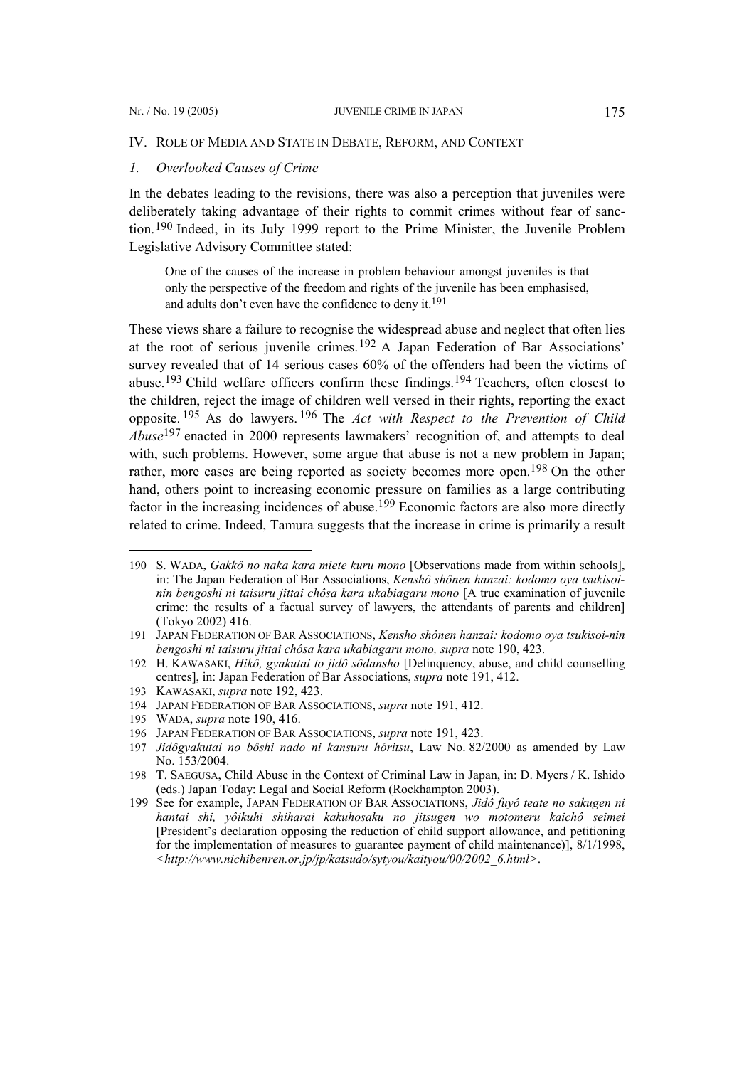## IV. Role of Media and State in Debate, Reform, and Context

### *1. Overlooked Causes of Crime*

In the debates leading to the revisions, there was also a perception that juveniles were deliberately taking advantage of their rights to commit crimes without fear of sanction.[190] Indeed, in its July 1999 report to the Prime Minister, the Juvenile Problem Legislative Advisory Committee stated:

> One of the causes of the increase in problem behaviour amongst juveniles is that only the perspective of the freedom and rights of the juvenile has been emphasised, and adults don't even have the confidence to deny it.[191]

These views share a failure to recognise the widespread abuse and neglect that often lies at the root of serious juvenile crimes.[192] A Japan Federation of Bar Associations' survey revealed that of 14 serious cases 60% of the offenders had been the victims of abuse.[193] Child welfare officers confirm these findings.[194] Teachers, often closest to the children, reject the image of children well versed in their rights, reporting the exact opposite.[195] As do lawyers.[196] The *Act with Respect to the Prevention of Child Abuse*[197] enacted in 2000 represents lawmakers' recognition of, and attempts to deal with, such problems. However, some argue that abuse is not a new problem in Japan; rather, more cases are being reported as society becomes more open.[198] On the other hand, others point to increasing economic pressure on families as a large contributing factor in the increasing incidences of abuse.[199] Economic factors are also more directly related to crime. Indeed, Tamura suggests that the increase in crime is primarily a result

---

190 S. WADA, *Gakkô no naka kara miete kuru mono* [Observations made from within schools], in: The Japan Federation of Bar Associations, *Kenshô shônen hanzai: kodomo oya tsukisoi-nin bengoshi ni taisuru jittai chôsa kara ukabiagaru mono* [A true examination of juvenile crime: the results of a factual survey of lawyers, the attendants of parents and children] (Tokyo 2002) 416.

191 JAPAN FEDERATION OF BAR ASSOCIATIONS, *Kensho shônen hanzai: kodomo oya tsukisoi-nin bengoshi ni taisuru jittai chôsa kara ukabiagaru mono, supra* note 190, 423.

192 H. KAWASAKI, *Hikô, gyakutai to jidô sôdansho* [Delinquency, abuse, and child counselling centres], in: Japan Federation of Bar Associations, *supra* note 191, 412.

193 KAWASAKI, *supra* note 192, 423.

194 JAPAN FEDERATION OF BAR ASSOCIATIONS, *supra* note 191, 412.

195 WADA, *supra* note 190, 416.

196 JAPAN FEDERATION OF BAR ASSOCIATIONS, *supra* note 191, 423.

197 *Jidôgyakutai no bôshi nado ni kansuru hôritsu*, Law No. 82/2000 as amended by Law No. 153/2004.

198 T. SAEGUSA, Child Abuse in the Context of Criminal Law in Japan, in: D. Myers / K. Ishido (eds.) Japan Today: Legal and Social Reform (Rockhampton 2003).

199 See for example, JAPAN FEDERATION OF BAR ASSOCIATIONS, *Jidô fuyô teate no sakugen ni hantai shi, yôikuhi shiharai kakuhosaku no jitsugen wo motomeru kaichô seimei* [President's declaration opposing the reduction of child support allowance, and petitioning for the implementation of measures to guarantee payment of child maintenance)], 8/1/1998, <*http://www.nichibenren.or.jp/jp/katsudo/sytyou/kaityou/00/2002_6.html*>.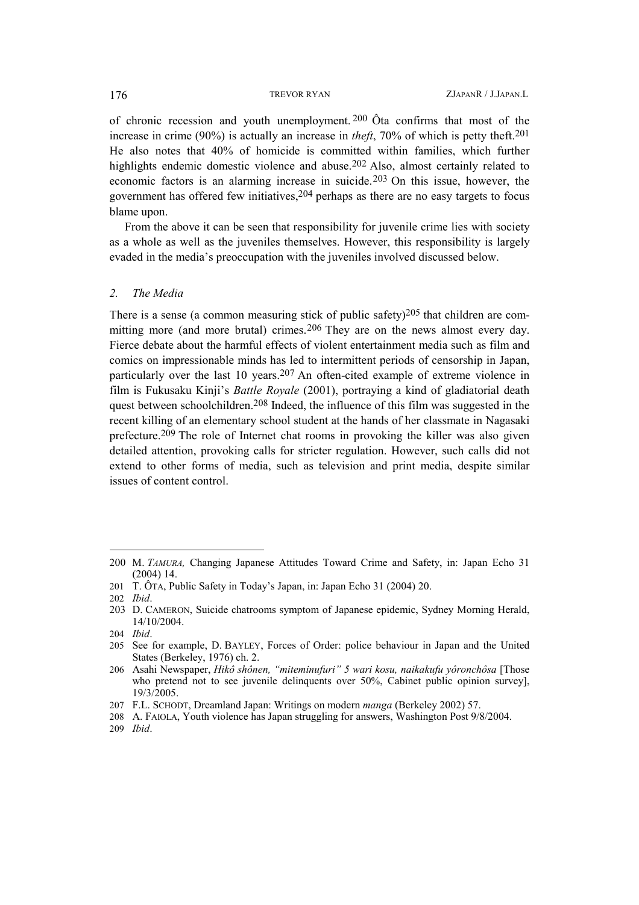of chronic recession and youth unemployment.[200] Ôta confirms that most of the increase in crime (90%) is actually an increase in *theft*, 70% of which is petty theft.[201] He also notes that 40% of homicide is committed within families, which further highlights endemic domestic violence and abuse.[202] Also, almost certainly related to economic factors is an alarming increase in suicide.[203] On this issue, however, the government has offered few initiatives,[204] perhaps as there are no easy targets to focus blame upon.

From the above it can be seen that responsibility for juvenile crime lies with society as a whole as well as the juveniles themselves. However, this responsibility is largely evaded in the media's preoccupation with the juveniles involved discussed below.

### *2. The Media*

There is a sense (a common measuring stick of public safety)[205] that children are committing more (and more brutal) crimes.[206] They are on the news almost every day. Fierce debate about the harmful effects of violent entertainment media such as film and comics on impressionable minds has led to intermittent periods of censorship in Japan, particularly over the last 10 years.[207] An often-cited example of extreme violence in film is Fukusaku Kinji's *Battle Royale* (2001), portraying a kind of gladiatorial death quest between schoolchildren.[208] Indeed, the influence of this film was suggested in the recent killing of an elementary school student at the hands of her classmate in Nagasaki prefecture.[209] The role of Internet chat rooms in provoking the killer was also given detailed attention, provoking calls for stricter regulation. However, such calls did not extend to other forms of media, such as television and print media, despite similar issues of content control.

---

200 M. *TAMURA,* Changing Japanese Attitudes Toward Crime and Safety, in: Japan Echo 31 (2004) 14.

201 T. ÔTA, Public Safety in Today's Japan, in: Japan Echo 31 (2004) 20.

202 *Ibid*.

203 D. CAMERON, Suicide chatrooms symptom of Japanese epidemic, Sydney Morning Herald, 14/10/2004.

204 *Ibid*.

205 See for example, D. BAYLEY, Forces of Order: police behaviour in Japan and the United States (Berkeley, 1976) ch. 2.

206 Asahi Newspaper, *Hikô shônen, "miteminufuri" 5 wari kosu, naikakufu yôronchôsa* [Those who pretend not to see juvenile delinquents over 50%, Cabinet public opinion survey], 19/3/2005.

207 F.L. SCHODT, Dreamland Japan: Writings on modern *manga* (Berkeley 2002) 57.

208 A. FAIOLA, Youth violence has Japan struggling for answers, Washington Post 9/8/2004.

209 *Ibid*.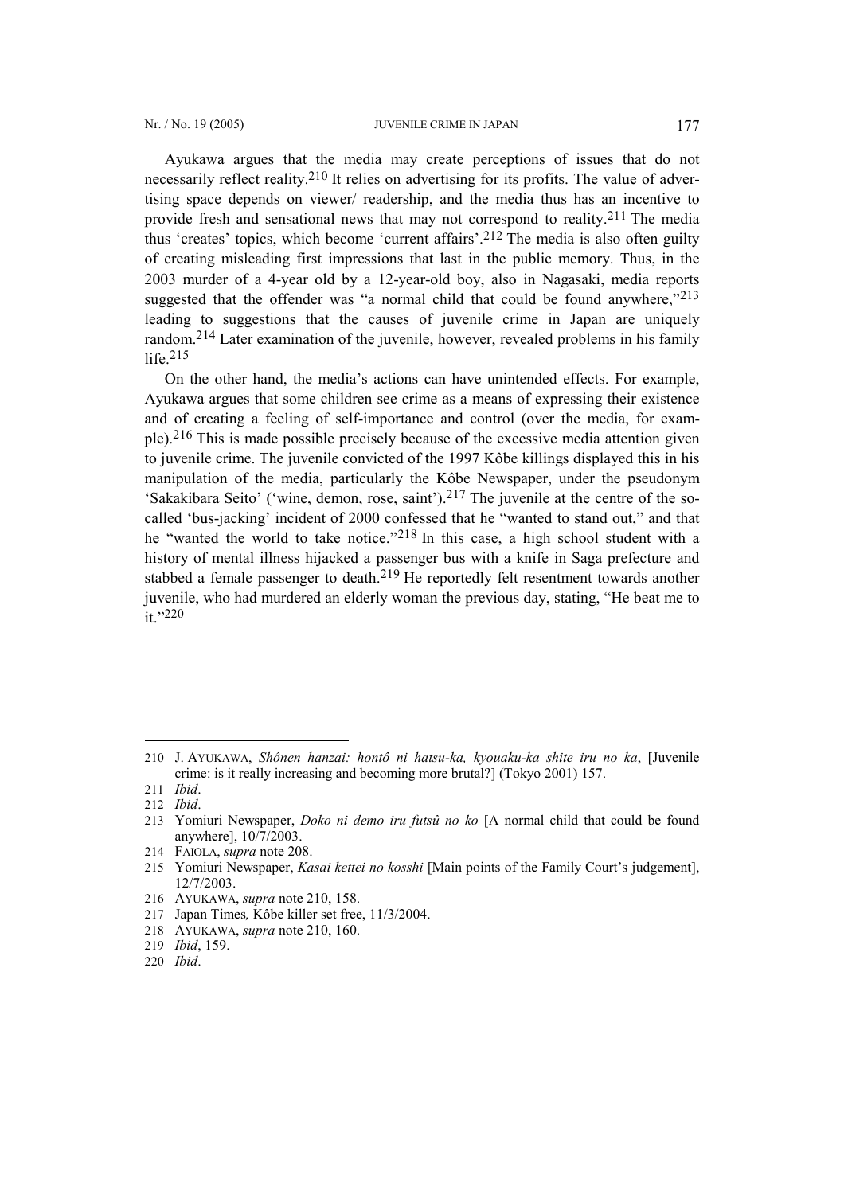Ayukawa argues that the media may create perceptions of issues that do not necessarily reflect reality.[210] It relies on advertising for its profits. The value of advertising space depends on viewer/ readership, and the media thus has an incentive to provide fresh and sensational news that may not correspond to reality.[211] The media thus 'creates' topics, which become 'current affairs'.[212] The media is also often guilty of creating misleading first impressions that last in the public memory. Thus, in the 2003 murder of a 4-year old by a 12-year-old boy, also in Nagasaki, media reports suggested that the offender was "a normal child that could be found anywhere,"[213] leading to suggestions that the causes of juvenile crime in Japan are uniquely random.[214] Later examination of the juvenile, however, revealed problems in his family life.[215]

On the other hand, the media's actions can have unintended effects. For example, Ayukawa argues that some children see crime as a means of expressing their existence and of creating a feeling of self-importance and control (over the media, for example).[216] This is made possible precisely because of the excessive media attention given to juvenile crime. The juvenile convicted of the 1997 Kôbe killings displayed this in his manipulation of the media, particularly the Kôbe Newspaper, under the pseudonym 'Sakakibara Seito' ('wine, demon, rose, saint').[217] The juvenile at the centre of the so-called 'bus-jacking' incident of 2000 confessed that he "wanted to stand out," and that he "wanted the world to take notice."[218] In this case, a high school student with a history of mental illness hijacked a passenger bus with a knife in Saga prefecture and stabbed a female passenger to death.[219] He reportedly felt resentment towards another juvenile, who had murdered an elderly woman the previous day, stating, "He beat me to it."[220]

---

210 J. AYUKAWA, *Shônen hanzai: hontô ni hatsu-ka, kyouaku-ka shite iru no ka*, [Juvenile crime: is it really increasing and becoming more brutal?] (Tokyo 2001) 157.

211 *Ibid*.

212 *Ibid*.

213 Yomiuri Newspaper, *Doko ni demo iru futsû no ko* [A normal child that could be found anywhere], 10/7/2003.

214 FAIOLA, *supra* note 208.

215 Yomiuri Newspaper, *Kasai kettei no kosshi* [Main points of the Family Court's judgement], 12/7/2003.

216 AYUKAWA, *supra* note 210, 158.

217 Japan Times*,* Kôbe killer set free, 11/3/2004.

218 AYUKAWA, *supra* note 210, 160.

219 *Ibid*, 159.

220 *Ibid*.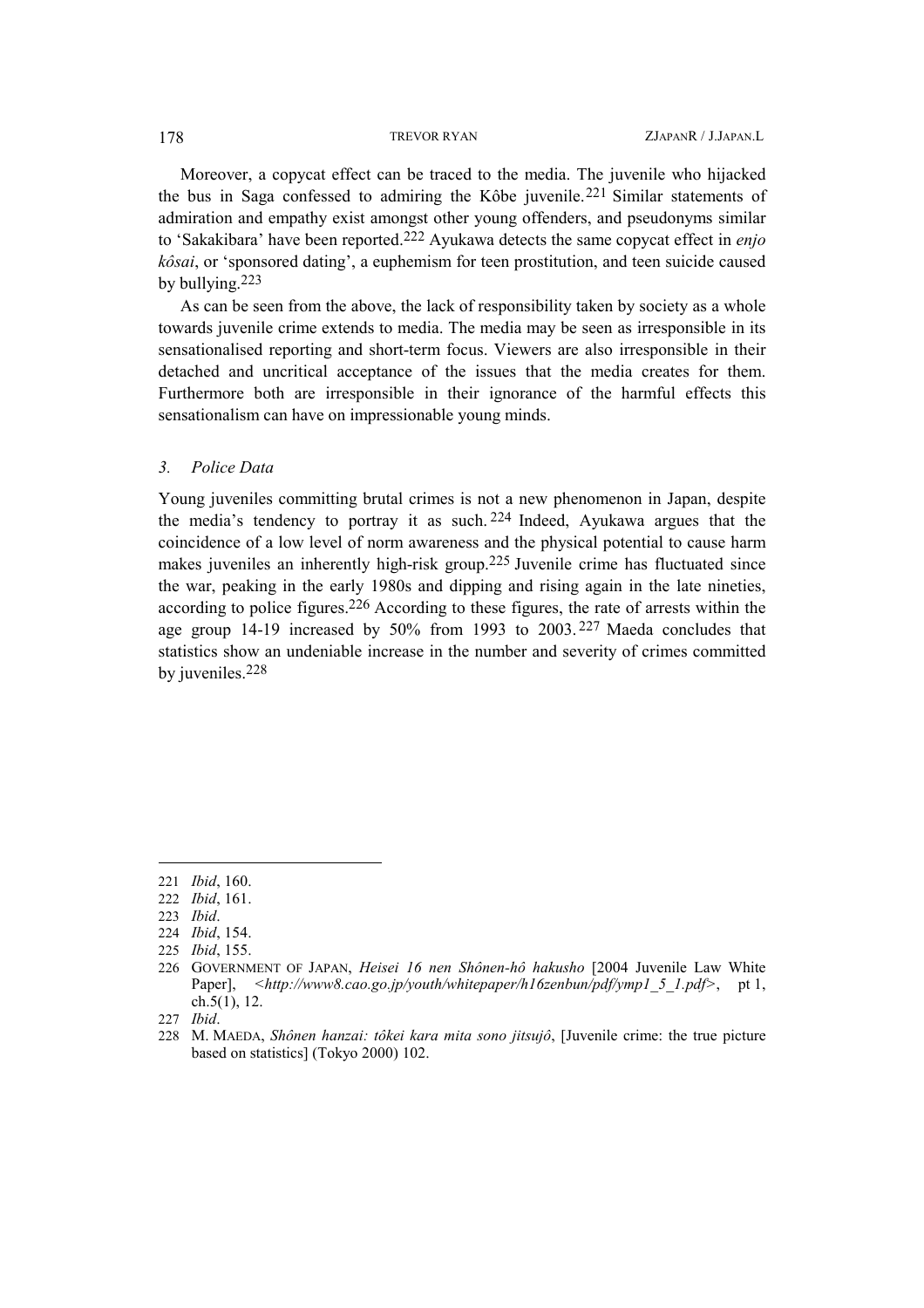Moreover, a copycat effect can be traced to the media. The juvenile who hijacked the bus in Saga confessed to admiring the Kôbe juvenile.[221] Similar statements of admiration and empathy exist amongst other young offenders, and pseudonyms similar to 'Sakakibara' have been reported.[222] Ayukawa detects the same copycat effect in *enjo kôsai*, or 'sponsored dating', a euphemism for teen prostitution, and teen suicide caused by bullying.[223]

As can be seen from the above, the lack of responsibility taken by society as a whole towards juvenile crime extends to media. The media may be seen as irresponsible in its sensationalised reporting and short-term focus. Viewers are also irresponsible in their detached and uncritical acceptance of the issues that the media creates for them. Furthermore both are irresponsible in their ignorance of the harmful effects this sensationalism can have on impressionable young minds.

### *3. Police Data*

Young juveniles committing brutal crimes is not a new phenomenon in Japan, despite the media's tendency to portray it as such.[224] Indeed, Ayukawa argues that the coincidence of a low level of norm awareness and the physical potential to cause harm makes juveniles an inherently high-risk group.[225] Juvenile crime has fluctuated since the war, peaking in the early 1980s and dipping and rising again in the late nineties, according to police figures.[226] According to these figures, the rate of arrests within the age group 14-19 increased by 50% from 1993 to 2003.[227] Maeda concludes that statistics show an undeniable increase in the number and severity of crimes committed by juveniles.[228]

---

221 *Ibid*, 160.

222 *Ibid*, 161.

223 *Ibid*.

224 *Ibid*, 154.

225 *Ibid*, 155.

226 GOVERNMENT OF JAPAN, *Heisei 16 nen Shônen-hô hakusho* [2004 Juvenile Law White Paper], <*http://www8.cao.go.jp/youth/whitepaper/h16zenbun/pdf/ymp1_5_1.pdf*>, pt 1, ch.5(1), 12.

227 *Ibid*.

228 M. MAEDA, *Shônen hanzai: tôkei kara mita sono jitsujô*, [Juvenile crime: the true picture based on statistics] (Tokyo 2000) 102.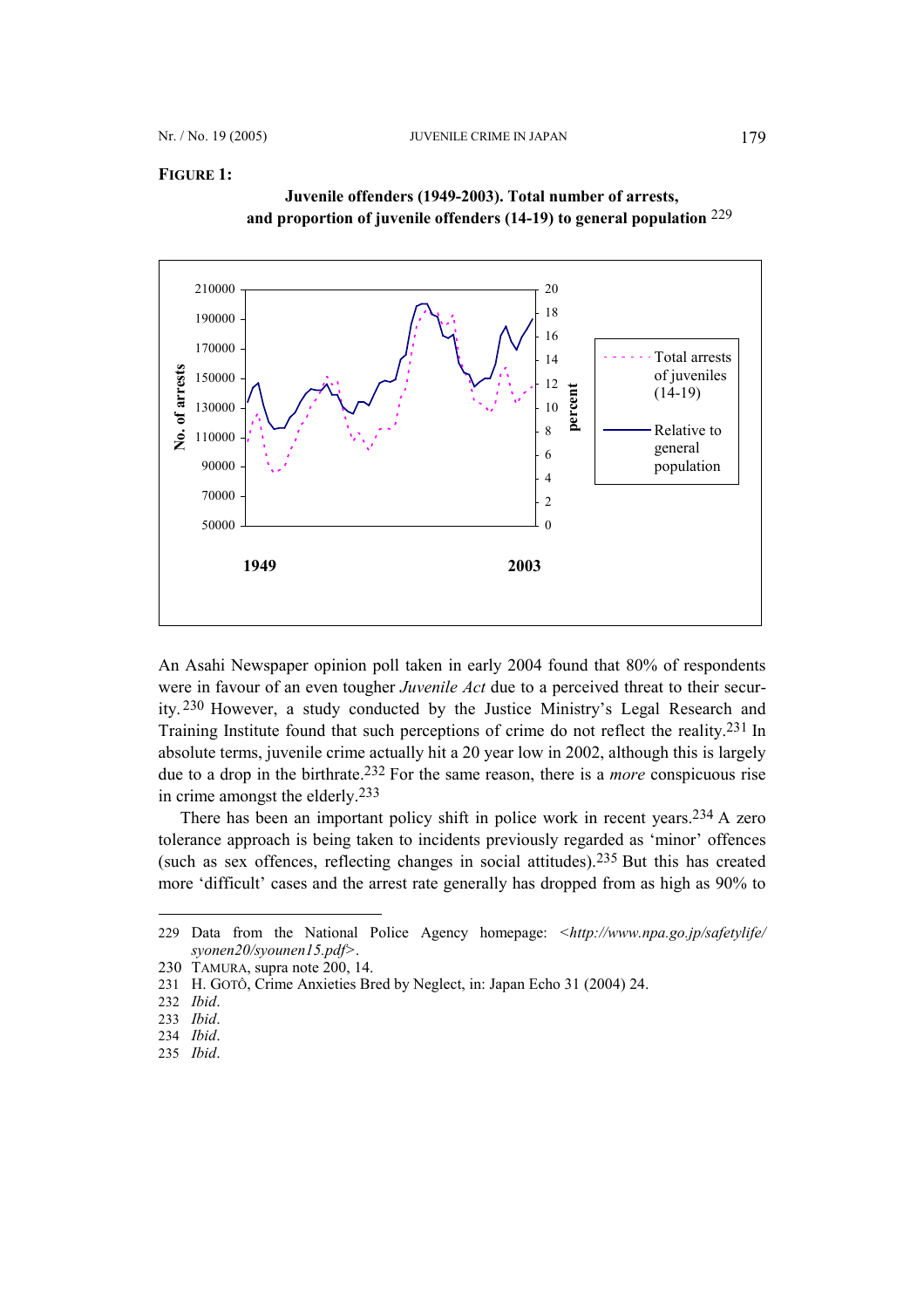**FIGURE 1:**

**Juvenile offenders (1949-2003). Total number of arrests, and proportion of juvenile offenders (14-19) to general population** [229]

An Asahi Newspaper opinion poll taken in early 2004 found that 80% of respondents were in favour of an even tougher *Juvenile Act* due to a perceived threat to their security.[230] However, a study conducted by the Justice Ministry's Legal Research and Training Institute found that such perceptions of crime do not reflect the reality.[231] In absolute terms, juvenile crime actually hit a 20 year low in 2002, although this is largely due to a drop in the birthrate.[232] For the same reason, there is a *more* conspicuous rise in crime amongst the elderly.[233]

There has been an important policy shift in police work in recent years.[234] A zero tolerance approach is being taken to incidents previously regarded as 'minor' offences (such as sex offences, reflecting changes in social attitudes).[235] But this has created more 'difficult' cases and the arrest rate generally has dropped from as high as 90% to

---

229 Data from the National Police Agency homepage: <*http://www.npa.go.jp/safetylife/syonen20/syounen15.pdf*>.

230 TAMURA, supra note 200, 14.

231 H. GOTÔ, Crime Anxieties Bred by Neglect, in: Japan Echo 31 (2004) 24.

232 *Ibid*.

233 *Ibid*.

234 *Ibid*.

235 *Ibid*.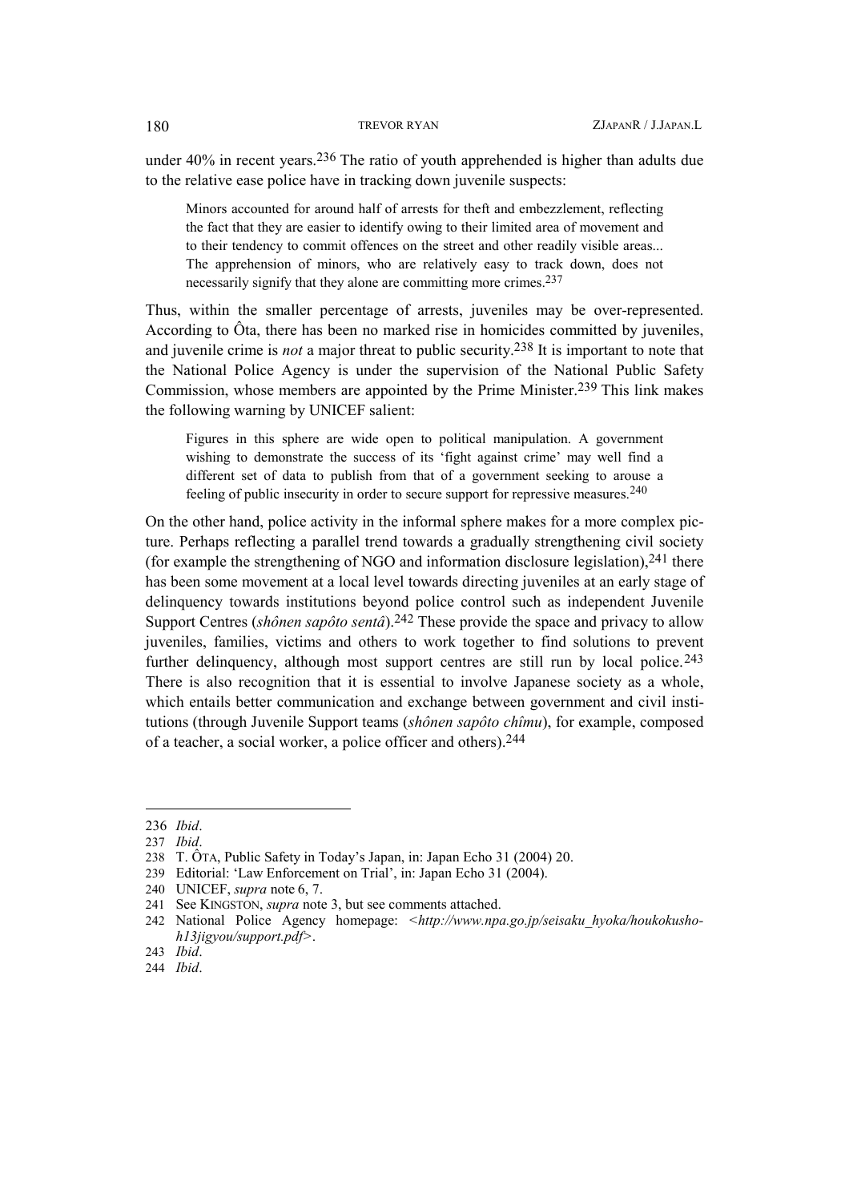under 40% in recent years.[236] The ratio of youth apprehended is higher than adults due to the relative ease police have in tracking down juvenile suspects:

> Minors accounted for around half of arrests for theft and embezzlement, reflecting the fact that they are easier to identify owing to their limited area of movement and to their tendency to commit offences on the street and other readily visible areas... The apprehension of minors, who are relatively easy to track down, does not necessarily signify that they alone are committing more crimes.[237]

Thus, within the smaller percentage of arrests, juveniles may be over-represented. According to Ôta, there has been no marked rise in homicides committed by juveniles, and juvenile crime is *not* a major threat to public security.[238] It is important to note that the National Police Agency is under the supervision of the National Public Safety Commission, whose members are appointed by the Prime Minister.[239] This link makes the following warning by UNICEF salient:

> Figures in this sphere are wide open to political manipulation. A government wishing to demonstrate the success of its 'fight against crime' may well find a different set of data to publish from that of a government seeking to arouse a feeling of public insecurity in order to secure support for repressive measures.[240]

On the other hand, police activity in the informal sphere makes for a more complex picture. Perhaps reflecting a parallel trend towards a gradually strengthening civil society (for example the strengthening of NGO and information disclosure legislation),[241] there has been some movement at a local level towards directing juveniles at an early stage of delinquency towards institutions beyond police control such as independent Juvenile Support Centres (*shônen sapôto sentâ*).[242] These provide the space and privacy to allow juveniles, families, victims and others to work together to find solutions to prevent further delinquency, although most support centres are still run by local police.[243] There is also recognition that it is essential to involve Japanese society as a whole, which entails better communication and exchange between government and civil institutions (through Juvenile Support teams (*shônen sapôto chîmu*), for example, composed of a teacher, a social worker, a police officer and others).[244]

---

236 *Ibid*.

237 *Ibid*.

238 T. ÔTA, Public Safety in Today's Japan, in: Japan Echo 31 (2004) 20.

239 Editorial: 'Law Enforcement on Trial', in: Japan Echo 31 (2004).

240 UNICEF, *supra* note 6, 7.

241 See KINGSTON, *supra* note 3, but see comments attached.

242 National Police Agency homepage: <*http://www.npa.go.jp/seisaku_hyoka/houkokusho-h13jigyou/support.pdf*>.

243 *Ibid*.

244 *Ibid*.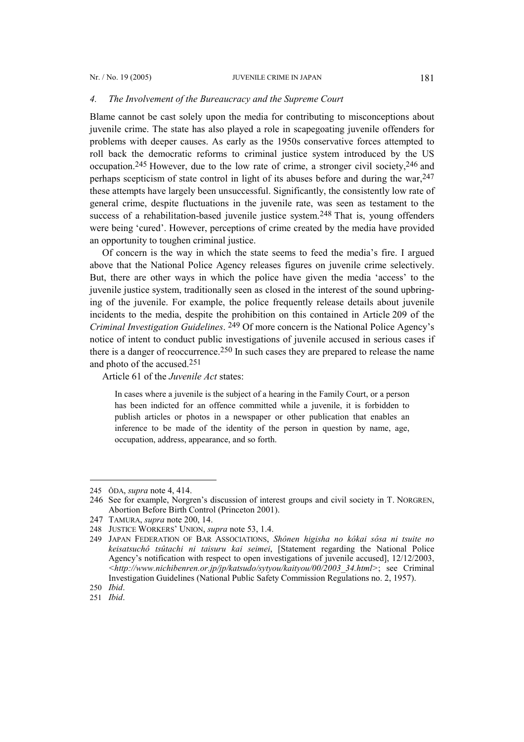### *4. The Involvement of the Bureaucracy and the Supreme Court*

Blame cannot be cast solely upon the media for contributing to misconceptions about juvenile crime. The state has also played a role in scapegoating juvenile offenders for problems with deeper causes. As early as the 1950s conservative forces attempted to roll back the democratic reforms to criminal justice system introduced by the US occupation.[245] However, due to the low rate of crime, a stronger civil society,[246] and perhaps scepticism of state control in light of its abuses before and during the war,[247] these attempts have largely been unsuccessful. Significantly, the consistently low rate of general crime, despite fluctuations in the juvenile rate, was seen as testament to the success of a rehabilitation-based juvenile justice system.[248] That is, young offenders were being 'cured'. However, perceptions of crime created by the media have provided an opportunity to toughen criminal justice.

Of concern is the way in which the state seems to feed the media's fire. I argued above that the National Police Agency releases figures on juvenile crime selectively. But, there are other ways in which the police have given the media 'access' to the juvenile justice system, traditionally seen as closed in the interest of the sound upbringing of the juvenile. For example, the police frequently release details about juvenile incidents to the media, despite the prohibition on this contained in Article 209 of the *Criminal Investigation Guidelines*. [249] Of more concern is the National Police Agency's notice of intent to conduct public investigations of juvenile accused in serious cases if there is a danger of reoccurrence.[250] In such cases they are prepared to release the name and photo of the accused.[251]

Article 61 of the *Juvenile Act* states:

> In cases where a juvenile is the subject of a hearing in the Family Court, or a person has been indicted for an offence committed while a juvenile, it is forbidden to publish articles or photos in a newspaper or other publication that enables an inference to be made of the identity of the person in question by name, age, occupation, address, appearance, and so forth.

---

245 ÔDA, *supra* note 4, 414.

246 See for example, Norgren's discussion of interest groups and civil society in T. NORGREN, Abortion Before Birth Control (Princeton 2001).

247 TAMURA, *supra* note 200, 14.

248 JUSTICE WORKERS' UNION, *supra* note 53, 1.4.

249 JAPAN FEDERATION OF BAR ASSOCIATIONS, *Shônen higisha no kôkai sôsa ni tsuite no keisatsuchô tsûtachi ni taisuru kai seimei*, [Statement regarding the National Police Agency's notification with respect to open investigations of juvenile accused], 12/12/2003, *<http://www.nichibenren.or.jp/jp/katsudo/sytyou/kaityou/00/2003_34.html>*; see Criminal Investigation Guidelines (National Public Safety Commission Regulations no. 2, 1957).

250 *Ibid*.

251 *Ibid*.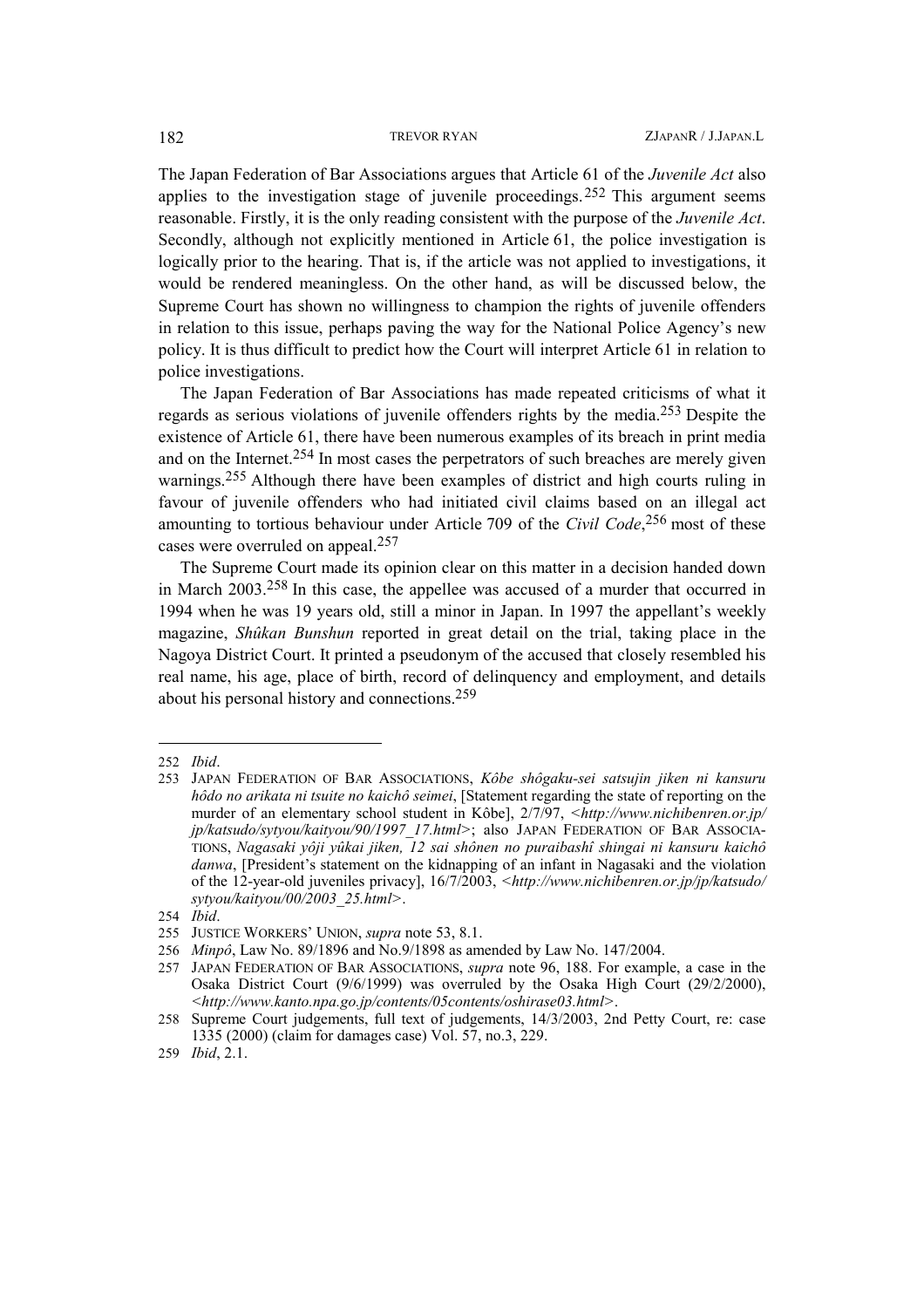The Japan Federation of Bar Associations argues that Article 61 of the *Juvenile Act* also applies to the investigation stage of juvenile proceedings.[252] This argument seems reasonable. Firstly, it is the only reading consistent with the purpose of the *Juvenile Act*. Secondly, although not explicitly mentioned in Article 61, the police investigation is logically prior to the hearing. That is, if the article was not applied to investigations, it would be rendered meaningless. On the other hand, as will be discussed below, the Supreme Court has shown no willingness to champion the rights of juvenile offenders in relation to this issue, perhaps paving the way for the National Police Agency's new policy. It is thus difficult to predict how the Court will interpret Article 61 in relation to police investigations.

The Japan Federation of Bar Associations has made repeated criticisms of what it regards as serious violations of juvenile offenders rights by the media.[253] Despite the existence of Article 61, there have been numerous examples of its breach in print media and on the Internet.[254] In most cases the perpetrators of such breaches are merely given warnings.[255] Although there have been examples of district and high courts ruling in favour of juvenile offenders who had initiated civil claims based on an illegal act amounting to tortious behaviour under Article 709 of the *Civil Code*,[256] most of these cases were overruled on appeal.[257]

The Supreme Court made its opinion clear on this matter in a decision handed down in March 2003.[258] In this case, the appellee was accused of a murder that occurred in 1994 when he was 19 years old, still a minor in Japan. In 1997 the appellant's weekly magazine, *Shûkan Bunshun* reported in great detail on the trial, taking place in the Nagoya District Court. It printed a pseudonym of the accused that closely resembled his real name, his age, place of birth, record of delinquency and employment, and details about his personal history and connections.[259]

---

252 *Ibid*.

253 JAPAN FEDERATION OF BAR ASSOCIATIONS, *Kôbe shôgaku-sei satsujin jiken ni kansuru hôdo no arikata ni tsuite no kaichô seimei*, [Statement regarding the state of reporting on the murder of an elementary school student in Kôbe], 2/7/97, <*http://www.nichibenren.or.jp/jp/katsudo/sytyou/kaityou/90/1997_17.html*>; also JAPAN FEDERATION OF BAR ASSOCIATIONS, *Nagasaki yôji yûkai jiken, 12 sai shônen no puraibashî shingai ni kansuru kaichô danwa*, [President's statement on the kidnapping of an infant in Nagasaki and the violation of the 12-year-old juveniles privacy], 16/7/2003, <*http://www.nichibenren.or.jp/jp/katsudo/sytyou/kaityou/00/2003_25.html*>.

254 *Ibid*.

255 JUSTICE WORKERS' UNION, *supra* note 53, 8.1.

256 *Minpô*, Law No. 89/1896 and No.9/1898 as amended by Law No. 147/2004.

257 JAPAN FEDERATION OF BAR ASSOCIATIONS, *supra* note 96, 188. For example, a case in the Osaka District Court (9/6/1999) was overruled by the Osaka High Court (29/2/2000), <*http://www.kanto.npa.go.jp/contents/05contents/oshirase03.html*>.

258 Supreme Court judgements, full text of judgements, 14/3/2003, 2nd Petty Court, re: case 1335 (2000) (claim for damages case) Vol. 57, no.3, 229.

259 *Ibid*, 2.1.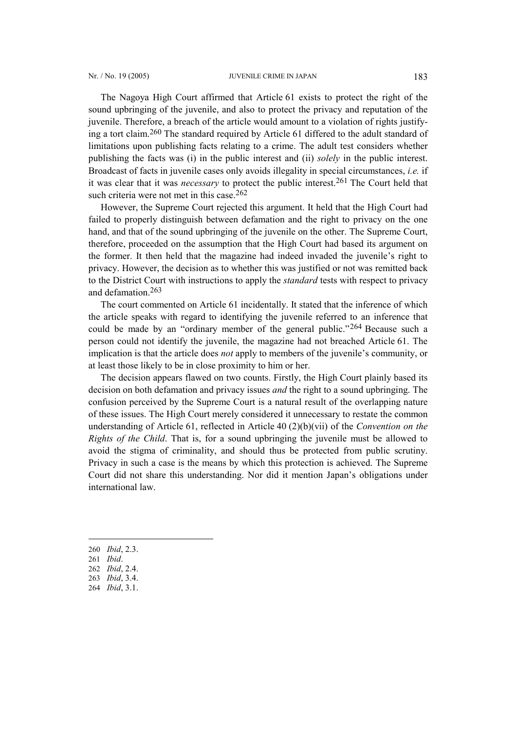The Nagoya High Court affirmed that Article 61 exists to protect the right of the sound upbringing of the juvenile, and also to protect the privacy and reputation of the juvenile. Therefore, a breach of the article would amount to a violation of rights justifying a tort claim.[260] The standard required by Article 61 differed to the adult standard of limitations upon publishing facts relating to a crime. The adult test considers whether publishing the facts was (i) in the public interest and (ii) *solely* in the public interest. Broadcast of facts in juvenile cases only avoids illegality in special circumstances, *i.e.* if it was clear that it was *necessary* to protect the public interest.[261] The Court held that such criteria were not met in this case.[262]

However, the Supreme Court rejected this argument. It held that the High Court had failed to properly distinguish between defamation and the right to privacy on the one hand, and that of the sound upbringing of the juvenile on the other. The Supreme Court, therefore, proceeded on the assumption that the High Court had based its argument on the former. It then held that the magazine had indeed invaded the juvenile's right to privacy. However, the decision as to whether this was justified or not was remitted back to the District Court with instructions to apply the *standard* tests with respect to privacy and defamation.[263]

The court commented on Article 61 incidentally. It stated that the inference of which the article speaks with regard to identifying the juvenile referred to an inference that could be made by an "ordinary member of the general public."[264] Because such a person could not identify the juvenile, the magazine had not breached Article 61. The implication is that the article does *not* apply to members of the juvenile's community, or at least those likely to be in close proximity to him or her.

The decision appears flawed on two counts. Firstly, the High Court plainly based its decision on both defamation and privacy issues *and* the right to a sound upbringing. The confusion perceived by the Supreme Court is a natural result of the overlapping nature of these issues. The High Court merely considered it unnecessary to restate the common understanding of Article 61, reflected in Article 40 (2)(b)(vii) of the *Convention on the Rights of the Child*. That is, for a sound upbringing the juvenile must be allowed to avoid the stigma of criminality, and should thus be protected from public scrutiny. Privacy in such a case is the means by which this protection is achieved. The Supreme Court did not share this understanding. Nor did it mention Japan's obligations under international law.

---

260 *Ibid*, 2.3.

261 *Ibid*.

262 *Ibid*, 2.4.

263 *Ibid*, 3.4.

264 *Ibid*, 3.1.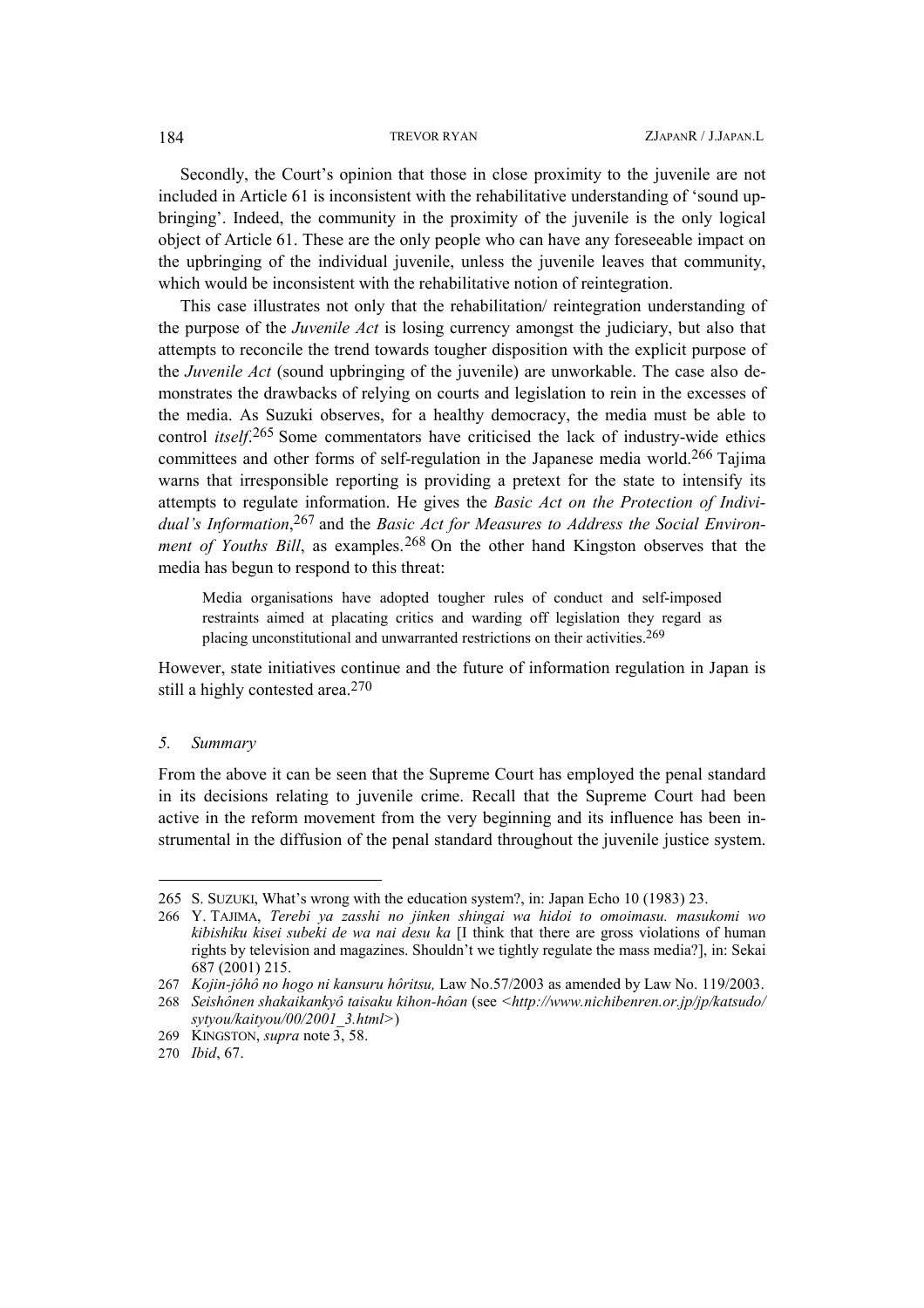Secondly, the Court's opinion that those in close proximity to the juvenile are not included in Article 61 is inconsistent with the rehabilitative understanding of 'sound upbringing'. Indeed, the community in the proximity of the juvenile is the only logical object of Article 61. These are the only people who can have any foreseeable impact on the upbringing of the individual juvenile, unless the juvenile leaves that community, which would be inconsistent with the rehabilitative notion of reintegration.

This case illustrates not only that the rehabilitation/ reintegration understanding of the purpose of the *Juvenile Act* is losing currency amongst the judiciary, but also that attempts to reconcile the trend towards tougher disposition with the explicit purpose of the *Juvenile Act* (sound upbringing of the juvenile) are unworkable. The case also demonstrates the drawbacks of relying on courts and legislation to rein in the excesses of the media. As Suzuki observes, for a healthy democracy, the media must be able to control *itself*.[265] Some commentators have criticised the lack of industry-wide ethics committees and other forms of self-regulation in the Japanese media world.[266] Tajima warns that irresponsible reporting is providing a pretext for the state to intensify its attempts to regulate information. He gives the *Basic Act on the Protection of Individual's Information*,[267] and the *Basic Act for Measures to Address the Social Environment of Youths Bill*, as examples.[268] On the other hand Kingston observes that the media has begun to respond to this threat:

> Media organisations have adopted tougher rules of conduct and self-imposed restraints aimed at placating critics and warding off legislation they regard as placing unconstitutional and unwarranted restrictions on their activities.[269]

However, state initiatives continue and the future of information regulation in Japan is still a highly contested area.[270]

### *5. Summary*

From the above it can be seen that the Supreme Court has employed the penal standard in its decisions relating to juvenile crime. Recall that the Supreme Court had been active in the reform movement from the very beginning and its influence has been instrumental in the diffusion of the penal standard throughout the juvenile justice system.

---

265 S. SUZUKI, What's wrong with the education system?, in: Japan Echo 10 (1983) 23.

266 Y. TAJIMA, *Terebi ya zasshi no jinken shingai wa hidoi to omoimasu. masukomi wo kibishiku kisei subeki de wa nai desu ka* [I think that there are gross violations of human rights by television and magazines. Shouldn't we tightly regulate the mass media?], in: Sekai 687 (2001) 215.

267 *Kojin-jôhô no hogo ni kansuru hôritsu,* Law No.57/2003 as amended by Law No. 119/2003.

268 *Seishônen shakaikankyô taisaku kihon-hôan* (see <*http://www.nichibenren.or.jp/jp/katsudo/sytyou/kaityou/00/2001_3.html*>)

269 KINGSTON, *supra* note 3, 58.

270 *Ibid*, 67.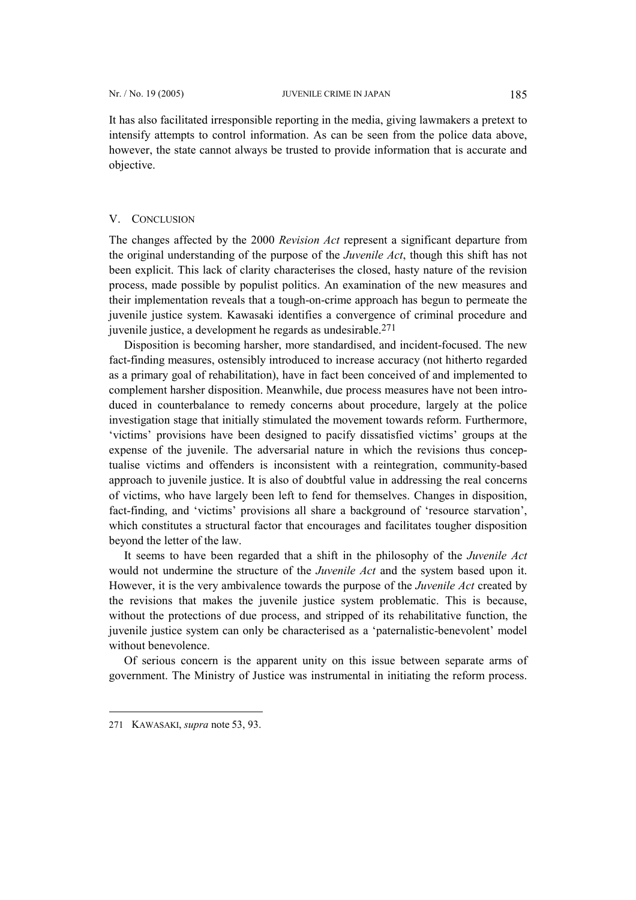It has also facilitated irresponsible reporting in the media, giving lawmakers a pretext to intensify attempts to control information. As can be seen from the police data above, however, the state cannot always be trusted to provide information that is accurate and objective.

## V. CONCLUSION

The changes affected by the 2000 *Revision Act* represent a significant departure from the original understanding of the purpose of the *Juvenile Act*, though this shift has not been explicit. This lack of clarity characterises the closed, hasty nature of the revision process, made possible by populist politics. An examination of the new measures and their implementation reveals that a tough-on-crime approach has begun to permeate the juvenile justice system. Kawasaki identifies a convergence of criminal procedure and juvenile justice, a development he regards as undesirable.[271]

Disposition is becoming harsher, more standardised, and incident-focused. The new fact-finding measures, ostensibly introduced to increase accuracy (not hitherto regarded as a primary goal of rehabilitation), have in fact been conceived of and implemented to complement harsher disposition. Meanwhile, due process measures have not been introduced in counterbalance to remedy concerns about procedure, largely at the police investigation stage that initially stimulated the movement towards reform. Furthermore, 'victims' provisions have been designed to pacify dissatisfied victims' groups at the expense of the juvenile. The adversarial nature in which the revisions thus conceptualise victims and offenders is inconsistent with a reintegration, community-based approach to juvenile justice. It is also of doubtful value in addressing the real concerns of victims, who have largely been left to fend for themselves. Changes in disposition, fact-finding, and 'victims' provisions all share a background of 'resource starvation', which constitutes a structural factor that encourages and facilitates tougher disposition beyond the letter of the law.

It seems to have been regarded that a shift in the philosophy of the *Juvenile Act* would not undermine the structure of the *Juvenile Act* and the system based upon it. However, it is the very ambivalence towards the purpose of the *Juvenile Act* created by the revisions that makes the juvenile justice system problematic. This is because, without the protections of due process, and stripped of its rehabilitative function, the juvenile justice system can only be characterised as a 'paternalistic-benevolent' model without benevolence.

Of serious concern is the apparent unity on this issue between separate arms of government. The Ministry of Justice was instrumental in initiating the reform process.

---

271 KAWASAKI, *supra* note 53, 93.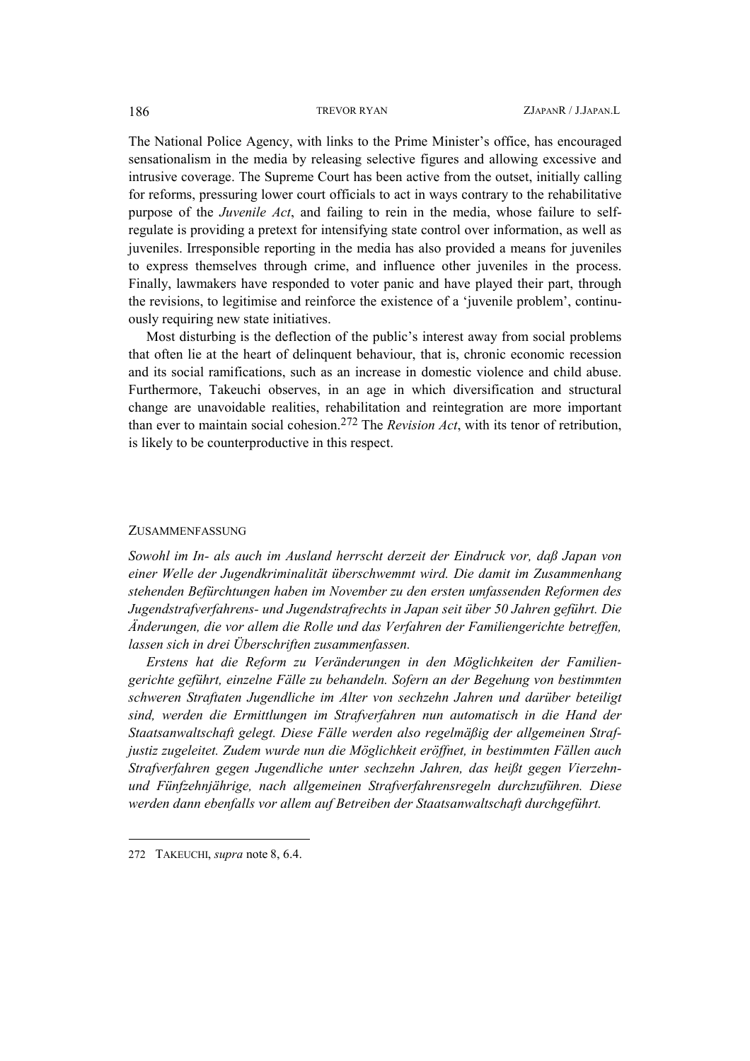The National Police Agency, with links to the Prime Minister's office, has encouraged sensationalism in the media by releasing selective figures and allowing excessive and intrusive coverage. The Supreme Court has been active from the outset, initially calling for reforms, pressuring lower court officials to act in ways contrary to the rehabilitative purpose of the *Juvenile Act*, and failing to rein in the media, whose failure to self-regulate is providing a pretext for intensifying state control over information, as well as juveniles. Irresponsible reporting in the media has also provided a means for juveniles to express themselves through crime, and influence other juveniles in the process. Finally, lawmakers have responded to voter panic and have played their part, through the revisions, to legitimise and reinforce the existence of a 'juvenile problem', continuously requiring new state initiatives.

Most disturbing is the deflection of the public's interest away from social problems that often lie at the heart of delinquent behaviour, that is, chronic economic recession and its social ramifications, such as an increase in domestic violence and child abuse. Furthermore, Takeuchi observes, in an age in which diversification and structural change are unavoidable realities, rehabilitation and reintegration are more important than ever to maintain social cohesion.[272] The *Revision Act*, with its tenor of retribution, is likely to be counterproductive in this respect.

## ZUSAMMENFASSUNG

*Sowohl im In- als auch im Ausland herrscht derzeit der Eindruck vor, daß Japan von einer Welle der Jugendkriminalität überschwemmt wird. Die damit im Zusammenhang stehenden Befürchtungen haben im November zu den ersten umfassenden Reformen des Jugendstrafverfahrens- und Jugendstrafrechts in Japan seit über 50 Jahren geführt. Die Änderungen, die vor allem die Rolle und das Verfahren der Familiengerichte betreffen, lassen sich in drei Überschriften zusammenfassen.*

*Erstens hat die Reform zu Veränderungen in den Möglichkeiten der Familiengerichte geführt, einzelne Fälle zu behandeln. Sofern an der Begehung von bestimmten schweren Straftaten Jugendliche im Alter von sechzehn Jahren und darüber beteiligt sind, werden die Ermittlungen im Strafverfahren nun automatisch in die Hand der Staatsanwaltschaft gelegt. Diese Fälle werden also regelmäßig der allgemeinen Strafjustiz zugeleitet. Zudem wurde nun die Möglichkeit eröffnet, in bestimmten Fällen auch Strafverfahren gegen Jugendliche unter sechzehn Jahren, das heißt gegen Vierzehn- und Fünfzehnjährige, nach allgemeinen Strafverfahrensregeln durchzuführen. Diese werden dann ebenfalls vor allem auf Betreiben der Staatsanwaltschaft durchgeführt.*

---

272 TAKEUCHI, *supra* note 8, 6.4.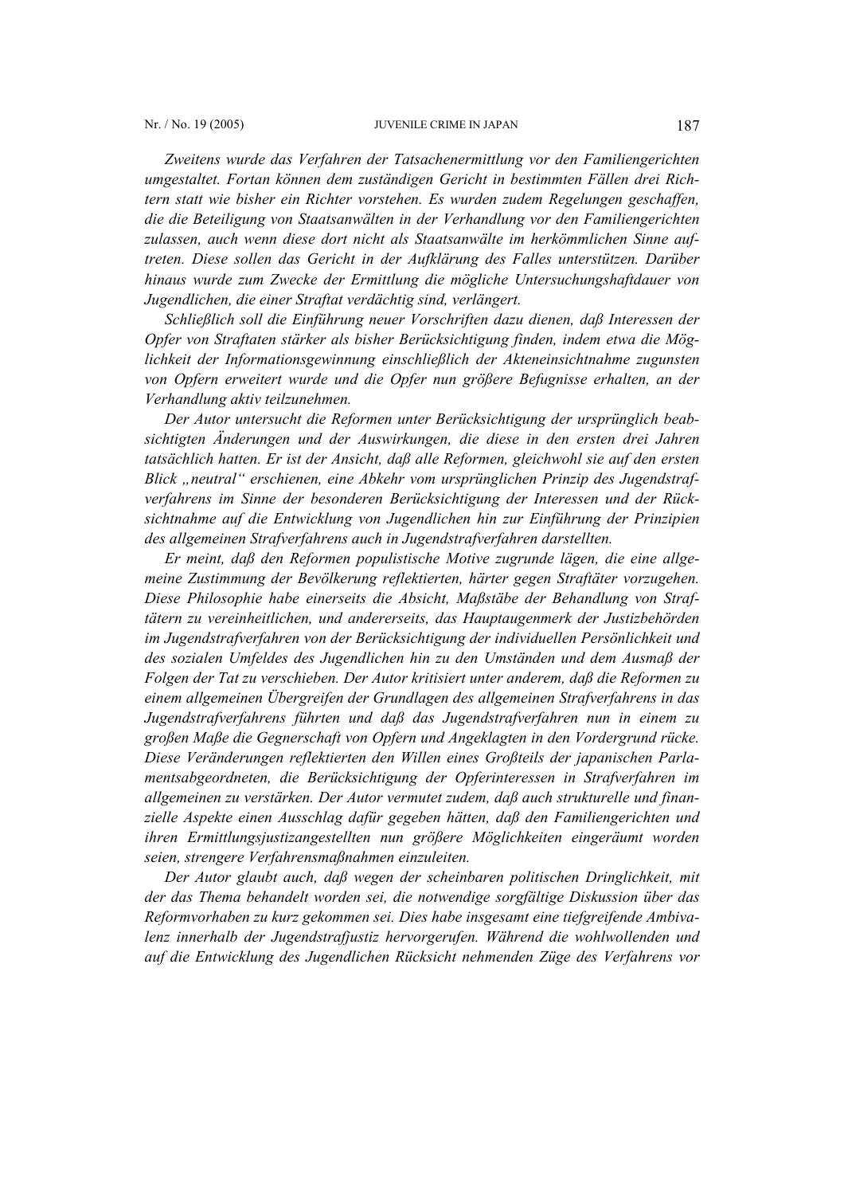*Zweitens wurde das Verfahren der Tatsachenermittlung vor den Familiengerichten umgestaltet. Fortan können dem zuständigen Gericht in bestimmten Fällen drei Richtern statt wie bisher ein Richter vorstehen. Es wurden zudem Regelungen geschaffen, die die Beteiligung von Staatsanwälten in der Verhandlung vor den Familiengerichten zulassen, auch wenn diese dort nicht als Staatsanwälte im herkömmlichen Sinne auftreten. Diese sollen das Gericht in der Aufklärung des Falles unterstützen. Darüber hinaus wurde zum Zwecke der Ermittlung die mögliche Untersuchungshaftdauer von Jugendlichen, die einer Straftat verdächtig sind, verlängert.*

*Schließlich soll die Einführung neuer Vorschriften dazu dienen, daß Interessen der Opfer von Straftaten stärker als bisher Berücksichtigung finden, indem etwa die Möglichkeit der Informationsgewinnung einschließlich der Akteneinsichtnahme zugunsten von Opfern erweitert wurde und die Opfer nun größere Befugnisse erhalten, an der Verhandlung aktiv teilzunehmen.*

*Der Autor untersucht die Reformen unter Berücksichtigung der ursprünglich beabsichtigten Änderungen und der Auswirkungen, die diese in den ersten drei Jahren tatsächlich hatten. Er ist der Ansicht, daß alle Reformen, gleichwohl sie auf den ersten Blick „neutral" erschienen, eine Abkehr vom ursprünglichen Prinzip des Jugendstrafverfahrens im Sinne der besonderen Berücksichtigung der Interessen und der Rücksichtnahme auf die Entwicklung von Jugendlichen hin zur Einführung der Prinzipien des allgemeinen Strafverfahrens auch in Jugendstrafverfahren darstellten.*

*Er meint, daß den Reformen populistische Motive zugrunde lägen, die eine allgemeine Zustimmung der Bevölkerung reflektierten, härter gegen Straftäter vorzugehen. Diese Philosophie habe einerseits die Absicht, Maßstäbe der Behandlung von Straftätern zu vereinheitlichen, und andererseits, das Hauptaugenmerk der Justizbehörden im Jugendstrafverfahren von der Berücksichtigung der individuellen Persönlichkeit und des sozialen Umfeldes des Jugendlichen hin zu den Umständen und dem Ausmaß der Folgen der Tat zu verschieben. Der Autor kritisiert unter anderem, daß die Reformen zu einem allgemeinen Übergreifen der Grundlagen des allgemeinen Strafverfahrens in das Jugendstrafverfahrens führten und daß das Jugendstrafverfahren nun in einem zu großen Maße die Gegnerschaft von Opfern und Angeklagten in den Vordergrund rücke. Diese Veränderungen reflektierten den Willen eines Großteils der japanischen Parlamentsabgeordneten, die Berücksichtigung der Opferinteressen in Strafverfahren im allgemeinen zu verstärken. Der Autor vermutet zudem, daß auch strukturelle und finanzielle Aspekte einen Ausschlag dafür gegeben hätten, daß den Familiengerichten und ihren Ermittlungsjustizangestellten nun größere Möglichkeiten eingeräumt worden seien, strengere Verfahrensmaßnahmen einzuleiten.*

*Der Autor glaubt auch, daß wegen der scheinbaren politischen Dringlichkeit, mit der das Thema behandelt worden sei, die notwendige sorgfältige Diskussion über das Reformvorhaben zu kurz gekommen sei. Dies habe insgesamt eine tiefgreifende Ambivalenz innerhalb der Jugendstrafjustiz hervorgerufen. Während die wohlwollenden und auf die Entwicklung des Jugendlichen Rücksicht nehmenden Züge des Verfahrens vor*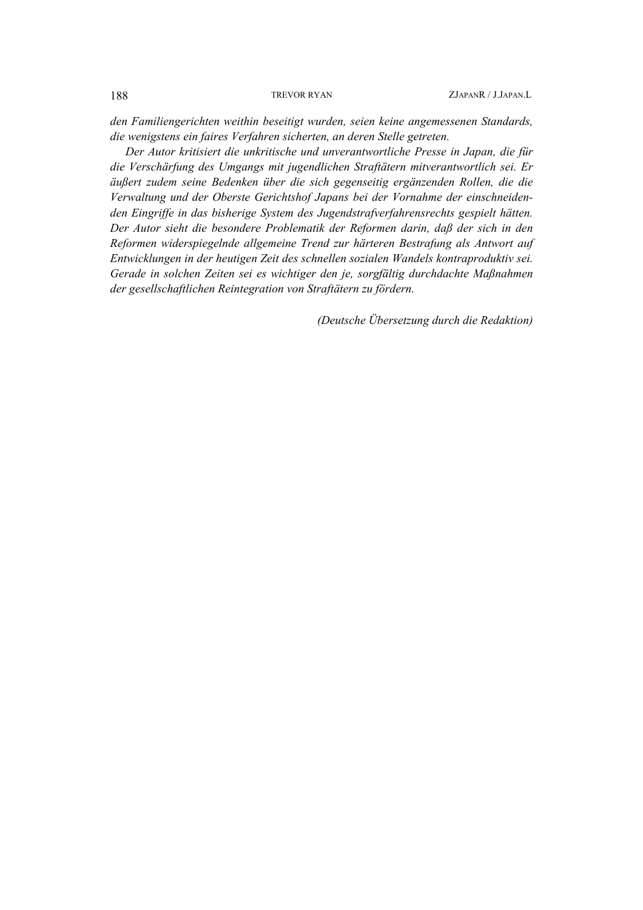*den Familiengerichten weithin beseitigt wurden, seien keine angemessenen Standards, die wenigstens ein faires Verfahren sicherten, an deren Stelle getreten.*

*Der Autor kritisiert die unkritische und unverantwortliche Presse in Japan, die für die Verschärfung des Umgangs mit jugendlichen Straftätern mitverantwortlich sei. Er äußert zudem seine Bedenken über die sich gegenseitig ergänzenden Rollen, die die Verwaltung und der Oberste Gerichtshof Japans bei der Vornahme der einschneidenden Eingriffe in das bisherige System des Jugendstrafverfahrensrechts gespielt hätten. Der Autor sieht die besondere Problematik der Reformen darin, daß der sich in den Reformen widerspiegelnde allgemeine Trend zur härteren Bestrafung als Antwort auf Entwicklungen in der heutigen Zeit des schnellen sozialen Wandels kontraproduktiv sei. Gerade in solchen Zeiten sei es wichtiger den je, sorgfältig durchdachte Maßnahmen der gesellschaftlichen Reintegration von Straftätern zu fördern.*

*(Deutsche Übersetzung durch die Redaktion)*